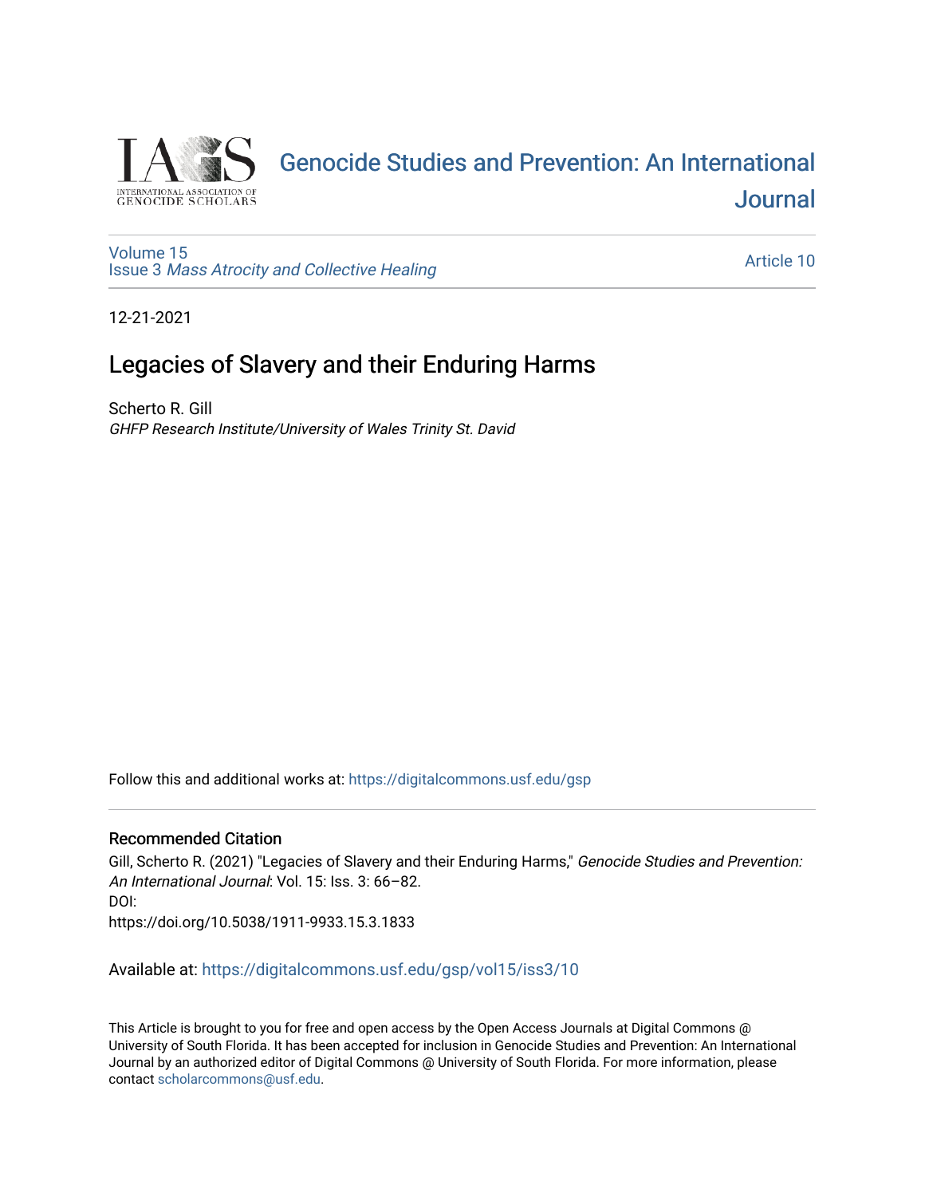INTERNATIONAL ASSOCIATION OF GENOCIDE SCHOLARS

[Genocide Studies and Prevention: An International Journal](https://digitalcommons.usf.edu/gsp)

Volume 15
Issue 3 *Mass Atrocity and Collective Healing*

Article 10

12-21-2021

# Legacies of Slavery and their Enduring Harms

Scherto R. Gill
*GHFP Research Institute/University of Wales Trinity St. David*

Follow this and additional works at: https://digitalcommons.usf.edu/gsp

## Recommended Citation

Gill, Scherto R. (2021) "Legacies of Slavery and their Enduring Harms," *Genocide Studies and Prevention: An International Journal*: Vol. 15: Iss. 3: 66–82.
DOI:
https://doi.org/10.5038/1911-9933.15.3.1833

Available at: https://digitalcommons.usf.edu/gsp/vol15/iss3/10

This Article is brought to you for free and open access by the Open Access Journals at Digital Commons @ University of South Florida. It has been accepted for inclusion in Genocide Studies and Prevention: An International Journal by an authorized editor of Digital Commons @ University of South Florida. For more information, please contact scholarcommons@usf.edu.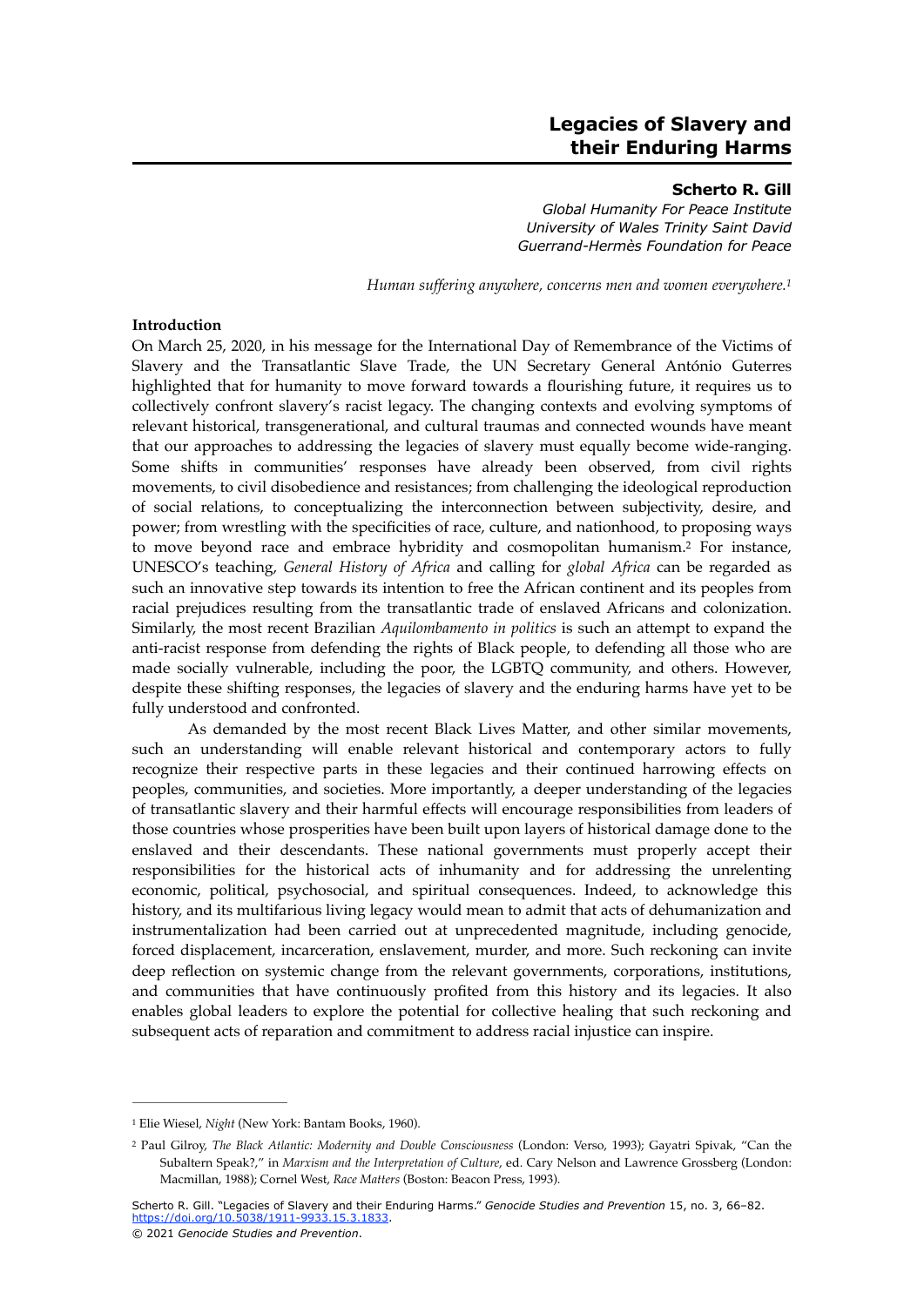# Legacies of Slavery and their Enduring Harms

**Scherto R. Gill**
*Global Humanity For Peace Institute*
*University of Wales Trinity Saint David*
*Guerrand-Hermès Foundation for Peace*

*Human suffering anywhere, concerns men and women everywhere.*[1]

**Introduction**

On March 25, 2020, in his message for the International Day of Remembrance of the Victims of Slavery and the Transatlantic Slave Trade, the UN Secretary General António Guterres highlighted that for humanity to move forward towards a flourishing future, it requires us to collectively confront slavery's racist legacy. The changing contexts and evolving symptoms of relevant historical, transgenerational, and cultural traumas and connected wounds have meant that our approaches to addressing the legacies of slavery must equally become wide-ranging. Some shifts in communities' responses have already been observed, from civil rights movements, to civil disobedience and resistances; from challenging the ideological reproduction of social relations, to conceptualizing the interconnection between subjectivity, desire, and power; from wrestling with the specificities of race, culture, and nationhood, to proposing ways to move beyond race and embrace hybridity and cosmopolitan humanism.[2] For instance, UNESCO's teaching, *General History of Africa* and calling for *global Africa* can be regarded as such an innovative step towards its intention to free the African continent and its peoples from racial prejudices resulting from the transatlantic trade of enslaved Africans and colonization. Similarly, the most recent Brazilian *Aquilombamento in politics* is such an attempt to expand the anti-racist response from defending the rights of Black people, to defending all those who are made socially vulnerable, including the poor, the LGBTQ community, and others. However, despite these shifting responses, the legacies of slavery and the enduring harms have yet to be fully understood and confronted.

As demanded by the most recent Black Lives Matter, and other similar movements, such an understanding will enable relevant historical and contemporary actors to fully recognize their respective parts in these legacies and their continued harrowing effects on peoples, communities, and societies. More importantly, a deeper understanding of the legacies of transatlantic slavery and their harmful effects will encourage responsibilities from leaders of those countries whose prosperities have been built upon layers of historical damage done to the enslaved and their descendants. These national governments must properly accept their responsibilities for the historical acts of inhumanity and for addressing the unrelenting economic, political, psychosocial, and spiritual consequences. Indeed, to acknowledge this history, and its multifarious living legacy would mean to admit that acts of dehumanization and instrumentalization had been carried out at unprecedented magnitude, including genocide, forced displacement, incarceration, enslavement, murder, and more. Such reckoning can invite deep reflection on systemic change from the relevant governments, corporations, institutions, and communities that have continuously profited from this history and its legacies. It also enables global leaders to explore the potential for collective healing that such reckoning and subsequent acts of reparation and commitment to address racial injustice can inspire.

---

[1] Elie Wiesel, *Night* (New York: Bantam Books, 1960).

[2] Paul Gilroy, *The Black Atlantic: Modernity and Double Consciousness* (London: Verso, 1993); Gayatri Spivak, "Can the Subaltern Speak?," in *Marxism and the Interpretation of Culture*, ed. Cary Nelson and Lawrence Grossberg (London: Macmillan, 1988); Cornel West, *Race Matters* (Boston: Beacon Press, 1993).

Scherto R. Gill. "Legacies of Slavery and their Enduring Harms." *Genocide Studies and Prevention* 15, no. 3, 66–82. https://doi.org/10.5038/1911-9933.15.3.1833.
© 2021 *Genocide Studies and Prevention*.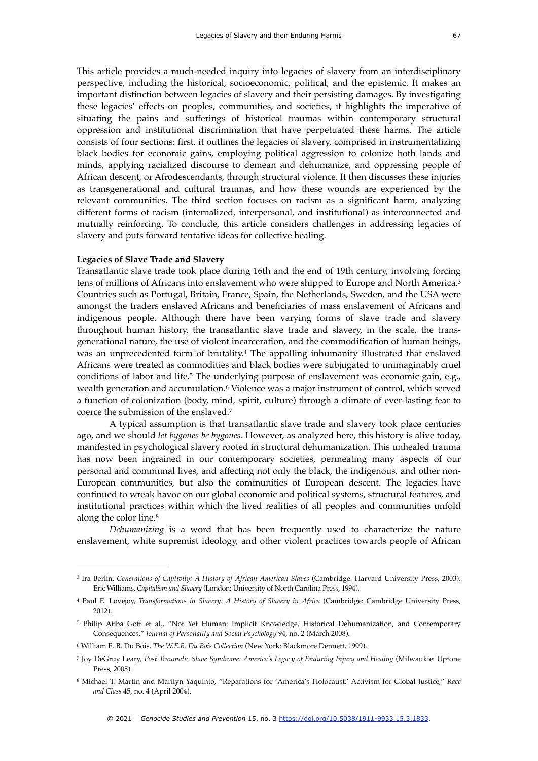This article provides a much-needed inquiry into legacies of slavery from an interdisciplinary perspective, including the historical, socioeconomic, political, and the epistemic. It makes an important distinction between legacies of slavery and their persisting damages. By investigating these legacies' effects on peoples, communities, and societies, it highlights the imperative of situating the pains and sufferings of historical traumas within contemporary structural oppression and institutional discrimination that have perpetuated these harms. The article consists of four sections: first, it outlines the legacies of slavery, comprised in instrumentalizing black bodies for economic gains, employing political aggression to colonize both lands and minds, applying racialized discourse to demean and dehumanize, and oppressing people of African descent, or Afrodescendants, through structural violence. It then discusses these injuries as transgenerational and cultural traumas, and how these wounds are experienced by the relevant communities. The third section focuses on racism as a significant harm, analyzing different forms of racism (internalized, interpersonal, and institutional) as interconnected and mutually reinforcing. To conclude, this article considers challenges in addressing legacies of slavery and puts forward tentative ideas for collective healing.

**Legacies of Slave Trade and Slavery**

Transatlantic slave trade took place during 16th and the end of 19th century, involving forcing tens of millions of Africans into enslavement who were shipped to Europe and North America.[3] Countries such as Portugal, Britain, France, Spain, the Netherlands, Sweden, and the USA were amongst the traders enslaved Africans and beneficiaries of mass enslavement of Africans and indigenous people. Although there have been varying forms of slave trade and slavery throughout human history, the transatlantic slave trade and slavery, in the scale, the trans-generational nature, the use of violent incarceration, and the commodification of human beings, was an unprecedented form of brutality.[4] The appalling inhumanity illustrated that enslaved Africans were treated as commodities and black bodies were subjugated to unimaginably cruel conditions of labor and life.[5] The underlying purpose of enslavement was economic gain, e.g., wealth generation and accumulation.[6] Violence was a major instrument of control, which served a function of colonization (body, mind, spirit, culture) through a climate of ever-lasting fear to coerce the submission of the enslaved.[7]

A typical assumption is that transatlantic slave trade and slavery took place centuries ago, and we should *let bygones be bygones*. However, as analyzed here, this history is alive today, manifested in psychological slavery rooted in structural dehumanization. This unhealed trauma has now been ingrained in our contemporary societies, permeating many aspects of our personal and communal lives, and affecting not only the black, the indigenous, and other non-European communities, but also the communities of European descent. The legacies have continued to wreak havoc on our global economic and political systems, structural features, and institutional practices within which the lived realities of all peoples and communities unfold along the color line.[8]

*Dehumanizing* is a word that has been frequently used to characterize the nature enslavement, white supremist ideology, and other violent practices towards people of African

---

[3] Ira Berlin, *Generations of Captivity: A History of African-American Slaves* (Cambridge: Harvard University Press, 2003); Eric Williams, *Capitalism and Slavery* (London: University of North Carolina Press, 1994).

[4] Paul E. Lovejoy, *Transformations in Slavery: A History of Slavery in Africa* (Cambridge: Cambridge University Press, 2012).

[5] Philip Atiba Goff et al., "Not Yet Human: Implicit Knowledge, Historical Dehumanization, and Contemporary Consequences," *Journal of Personality and Social Psychology* 94, no. 2 (March 2008).

[6] William E. B. Du Bois, *The W.E.B. Du Bois Collection* (New York: Blackmore Dennett, 1999).

[7] Joy DeGruy Leary, *Post Traumatic Slave Syndrome: America's Legacy of Enduring Injury and Healing* (Milwaukie: Uptone Press, 2005).

[8] Michael T. Martin and Marilyn Yaquinto, "Reparations for 'America's Holocaust:' Activism for Global Justice," *Race and Class* 45, no. 4 (April 2004).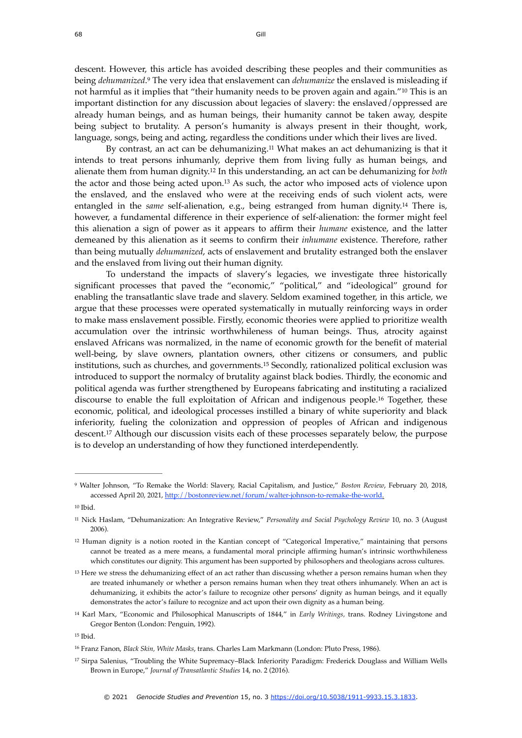descent. However, this article has avoided describing these peoples and their communities as being *dehumanized*.[9] The very idea that enslavement can *dehumanize* the enslaved is misleading if not harmful as it implies that "their humanity needs to be proven again and again."[10] This is an important distinction for any discussion about legacies of slavery: the enslaved/oppressed are already human beings, and as human beings, their humanity cannot be taken away, despite being subject to brutality. A person's humanity is always present in their thought, work, language, songs, being and acting, regardless the conditions under which their lives are lived.

By contrast, an act can be dehumanizing.[11] What makes an act dehumanizing is that it intends to treat persons inhumanly, deprive them from living fully as human beings, and alienate them from human dignity.[12] In this understanding, an act can be dehumanizing for *both* the actor and those being acted upon.[13] As such, the actor who imposed acts of violence upon the enslaved, and the enslaved who were at the receiving ends of such violent acts, were entangled in the *same* self-alienation, e.g., being estranged from human dignity.[14] There is, however, a fundamental difference in their experience of self-alienation: the former might feel this alienation a sign of power as it appears to affirm their *humane* existence, and the latter demeaned by this alienation as it seems to confirm their *inhumane* existence. Therefore, rather than being mutually *dehumanized*, acts of enslavement and brutality estranged both the enslaver and the enslaved from living out their human dignity.

To understand the impacts of slavery's legacies, we investigate three historically significant processes that paved the "economic," "political," and "ideological" ground for enabling the transatlantic slave trade and slavery. Seldom examined together, in this article, we argue that these processes were operated systematically in mutually reinforcing ways in order to make mass enslavement possible. Firstly, economic theories were applied to prioritize wealth accumulation over the intrinsic worthwhileness of human beings. Thus, atrocity against enslaved Africans was normalized, in the name of economic growth for the benefit of material well-being, by slave owners, plantation owners, other citizens or consumers, and public institutions, such as churches, and governments.[15] Secondly, rationalized political exclusion was introduced to support the normalcy of brutality against black bodies. Thirdly, the economic and political agenda was further strengthened by Europeans fabricating and instituting a racialized discourse to enable the full exploitation of African and indigenous people.[16] Together, these economic, political, and ideological processes instilled a binary of white superiority and black inferiority, fueling the colonization and oppression of peoples of African and indigenous descent.[17] Although our discussion visits each of these processes separately below, the purpose is to develop an understanding of how they functioned interdependently.

---

[9] Walter Johnson, "To Remake the World: Slavery, Racial Capitalism, and Justice," *Boston Review*, February 20, 2018, accessed April 20, 2021, http://bostonreview.net/forum/walter-johnson-to-remake-the-world.

[10] Ibid.

[11] Nick Haslam, "Dehumanization: An Integrative Review," *Personality and Social Psychology Review* 10, no. 3 (August 2006).

[12] Human dignity is a notion rooted in the Kantian concept of "Categorical Imperative," maintaining that persons cannot be treated as a mere means, a fundamental moral principle affirming human's intrinsic worthwhileness which constitutes our dignity. This argument has been supported by philosophers and theologians across cultures.

[13] Here we stress the dehumanizing effect of an act rather than discussing whether a person remains human when they are treated inhumanely or whether a person remains human when they treat others inhumanely. When an act is dehumanizing, it exhibits the actor's failure to recognize other persons' dignity as human beings, and it equally demonstrates the actor's failure to recognize and act upon their own dignity as a human being.

[14] Karl Marx, "Economic and Philosophical Manuscripts of 1844," in *Early Writings*, trans. Rodney Livingstone and Gregor Benton (London: Penguin, 1992).

[15] Ibid.

[16] Franz Fanon, *Black Skin, White Masks*, trans. Charles Lam Markmann (London: Pluto Press, 1986).

[17] Sirpa Salenius, "Troubling the White Supremacy–Black Inferiority Paradigm: Frederick Douglass and William Wells Brown in Europe," *Journal of Transatlantic Studies* 14, no. 2 (2016).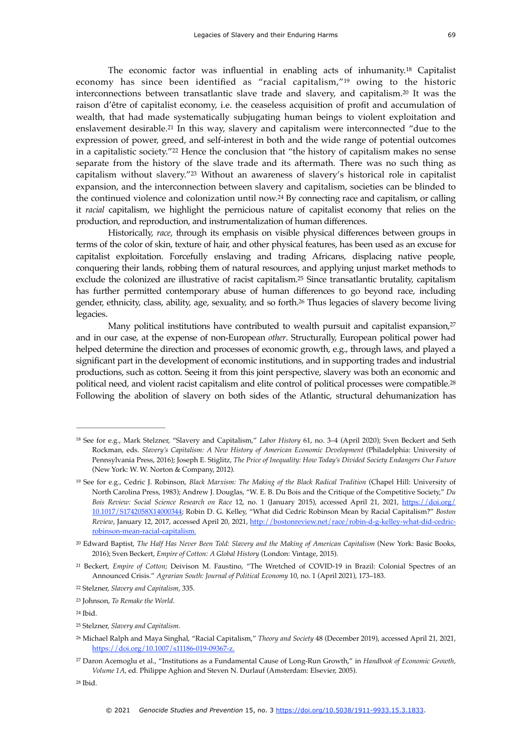The economic factor was influential in enabling acts of inhumanity.[18] Capitalist economy has since been identified as "racial capitalism,"[19] owing to the historic interconnections between transatlantic slave trade and slavery, and capitalism.[20] It was the raison d'être of capitalist economy, i.e. the ceaseless acquisition of profit and accumulation of wealth, that had made systematically subjugating human beings to violent exploitation and enslavement desirable.[21] In this way, slavery and capitalism were interconnected "due to the expression of power, greed, and self-interest in both and the wide range of potential outcomes in a capitalistic society."[22] Hence the conclusion that "the history of capitalism makes no sense separate from the history of the slave trade and its aftermath. There was no such thing as capitalism without slavery."[23] Without an awareness of slavery's historical role in capitalist expansion, and the interconnection between slavery and capitalism, societies can be blinded to the continued violence and colonization until now.[24] By connecting race and capitalism, or calling it *racial* capitalism, we highlight the pernicious nature of capitalist economy that relies on the production, and reproduction, and instrumentalization of human differences.

Historically, *race*, through its emphasis on visible physical differences between groups in terms of the color of skin, texture of hair, and other physical features, has been used as an excuse for capitalist exploitation. Forcefully enslaving and trading Africans, displacing native people, conquering their lands, robbing them of natural resources, and applying unjust market methods to exclude the colonized are illustrative of racist capitalism.[25] Since transatlantic brutality, capitalism has further permitted contemporary abuse of human differences to go beyond race, including gender, ethnicity, class, ability, age, sexuality, and so forth.[26] Thus legacies of slavery become living legacies.

Many political institutions have contributed to wealth pursuit and capitalist expansion,[27] and in our case, at the expense of non-European *other*. Structurally, European political power had helped determine the direction and processes of economic growth, e.g., through laws, and played a significant part in the development of economic institutions, and in supporting trades and industrial productions, such as cotton. Seeing it from this joint perspective, slavery was both an economic and political need, and violent racist capitalism and elite control of political processes were compatible.[28] Following the abolition of slavery on both sides of the Atlantic, structural dehumanization has

---

[18] See for e.g., Mark Stelzner, "Slavery and Capitalism," *Labor History* 61, no. 3–4 (April 2020); Sven Beckert and Seth Rockman, eds. *Slavery's Capitalism: A New History of American Economic Development* (Philadelphia: University of Pennsylvania Press, 2016); Joseph E. Stiglitz, *The Price of Inequality: How Today's Divided Society Endangers Our Future* (New York: W. W. Norton & Company, 2012).

[19] See for e.g., Cedric J. Robinson, *Black Marxism: The Making of the Black Radical Tradition* (Chapel Hill: University of North Carolina Press, 1983); Andrew J. Douglas, "W. E. B. Du Bois and the Critique of the Competitive Society," *Du Bois Review: Social Science Research on Race* 12, no. 1 (January 2015), accessed April 21, 2021, https://doi.org/10.1017/S1742058X14000344; Robin D. G. Kelley, "What did Cedric Robinson Mean by Racial Capitalism?" *Boston Review*, January 12, 2017, accessed April 20, 2021, http://bostonreview.net/race/robin-d-g-kelley-what-did-cedric-robinson-mean-racial-capitalism.

[20] Edward Baptist, *The Half Has Never Been Told: Slavery and the Making of American Capitalism* (New York: Basic Books, 2016); Sven Beckert, *Empire of Cotton: A Global History* (London: Vintage, 2015).

[21] Beckert, *Empire of Cotton*; Deivison M. Faustino, "The Wretched of COVID-19 in Brazil: Colonial Spectres of an Announced Crisis." *Agrarian South: Journal of Political Economy* 10, no. 1 (April 2021), 173–183.

[22] Stelzner, *Slavery and Capitalism*, 335.

[23] Johnson, *To Remake the World*.

[24] Ibid.

[25] Stelzner, *Slavery and Capitalism*.

[26] Michael Ralph and Maya Singhal, "Racial Capitalism," *Theory and Society* 48 (December 2019), accessed April 21, 2021, https://doi.org/10.1007/s11186-019-09367-z.

[27] Daron Acemoglu et al., "Institutions as a Fundamental Cause of Long-Run Growth," in *Handbook of Economic Growth, Volume 1A*, ed. Philippe Aghion and Steven N. Durlauf (Amsterdam: Elsevier, 2005).

[28] Ibid.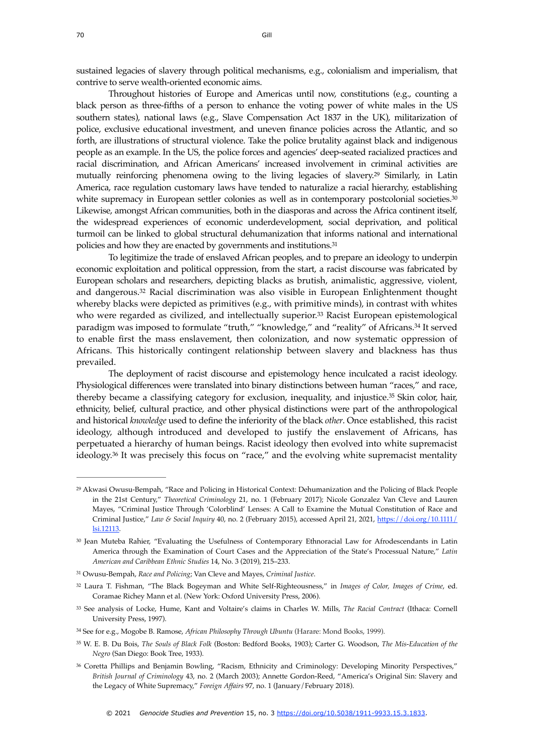sustained legacies of slavery through political mechanisms, e.g., colonialism and imperialism, that contrive to serve wealth-oriented economic aims.

Throughout histories of Europe and Americas until now, constitutions (e.g., counting a black person as three-fifths of a person to enhance the voting power of white males in the US southern states), national laws (e.g., Slave Compensation Act 1837 in the UK), militarization of police, exclusive educational investment, and uneven finance policies across the Atlantic, and so forth, are illustrations of structural violence. Take the police brutality against black and indigenous people as an example. In the US, the police forces and agencies' deep-seated racialized practices and racial discrimination, and African Americans' increased involvement in criminal activities are mutually reinforcing phenomena owing to the living legacies of slavery.[29] Similarly, in Latin America, race regulation customary laws have tended to naturalize a racial hierarchy, establishing white supremacy in European settler colonies as well as in contemporary postcolonial societies.[30] Likewise, amongst African communities, both in the diasporas and across the Africa continent itself, the widespread experiences of economic underdevelopment, social deprivation, and political turmoil can be linked to global structural dehumanization that informs national and international policies and how they are enacted by governments and institutions.[31]

To legitimize the trade of enslaved African peoples, and to prepare an ideology to underpin economic exploitation and political oppression, from the start, a racist discourse was fabricated by European scholars and researchers, depicting blacks as brutish, animalistic, aggressive, violent, and dangerous.[32] Racial discrimination was also visible in European Enlightenment thought whereby blacks were depicted as primitives (e.g., with primitive minds), in contrast with whites who were regarded as civilized, and intellectually superior.[33] Racist European epistemological paradigm was imposed to formulate "truth," "knowledge," and "reality" of Africans.[34] It served to enable first the mass enslavement, then colonization, and now systematic oppression of Africans. This historically contingent relationship between slavery and blackness has thus prevailed.

The deployment of racist discourse and epistemology hence inculcated a racist ideology. Physiological differences were translated into binary distinctions between human "races," and race, thereby became a classifying category for exclusion, inequality, and injustice.[35] Skin color, hair, ethnicity, belief, cultural practice, and other physical distinctions were part of the anthropological and historical *knowledge* used to define the inferiority of the black *other*. Once established, this racist ideology, although introduced and developed to justify the enslavement of Africans, has perpetuated a hierarchy of human beings. Racist ideology then evolved into white supremacist ideology.[36] It was precisely this focus on "race," and the evolving white supremacist mentality

---

[29] Akwasi Owusu-Bempah, "Race and Policing in Historical Context: Dehumanization and the Policing of Black People in the 21st Century," *Theoretical Criminology* 21, no. 1 (February 2017); Nicole Gonzalez Van Cleve and Lauren Mayes, "Criminal Justice Through 'Colorblind' Lenses: A Call to Examine the Mutual Constitution of Race and Criminal Justice," *Law & Social Inquiry* 40, no. 2 (February 2015), accessed April 21, 2021, https://doi.org/10.1111/lsi.12113.

[30] Jean Muteba Rahier, "Evaluating the Usefulness of Contemporary Ethnoracial Law for Afrodescendants in Latin America through the Examination of Court Cases and the Appreciation of the State's Processual Nature," *Latin American and Caribbean Ethnic Studies* 14, No. 3 (2019), 215–233.

[31] Owusu-Bempah, *Race and Policing*; Van Cleve and Mayes, *Criminal Justice*.

[32] Laura T. Fishman, "The Black Bogeyman and White Self-Righteousness," in *Images of Color, Images of Crime*, ed. Coramae Richey Mann et al. (New York: Oxford University Press, 2006).

[33] See analysis of Locke, Hume, Kant and Voltaire's claims in Charles W. Mills, *The Racial Contract* (Ithaca: Cornell University Press, 1997).

[34] See for e.g., Mogobe B. Ramose, *African Philosophy Through Ubuntu* (Harare: Mond Books, 1999).

[35] W. E. B. Du Bois, *The Souls of Black Folk* (Boston: Bedford Books, 1903); Carter G. Woodson, *The Mis-Education of the Negro* (San Diego: Book Tree, 1933).

[36] Coretta Phillips and Benjamin Bowling, "Racism, Ethnicity and Criminology: Developing Minority Perspectives," *British Journal of Criminology* 43, no. 2 (March 2003); Annette Gordon-Reed, "America's Original Sin: Slavery and the Legacy of White Supremacy," *Foreign Affairs* 97, no. 1 (January/February 2018).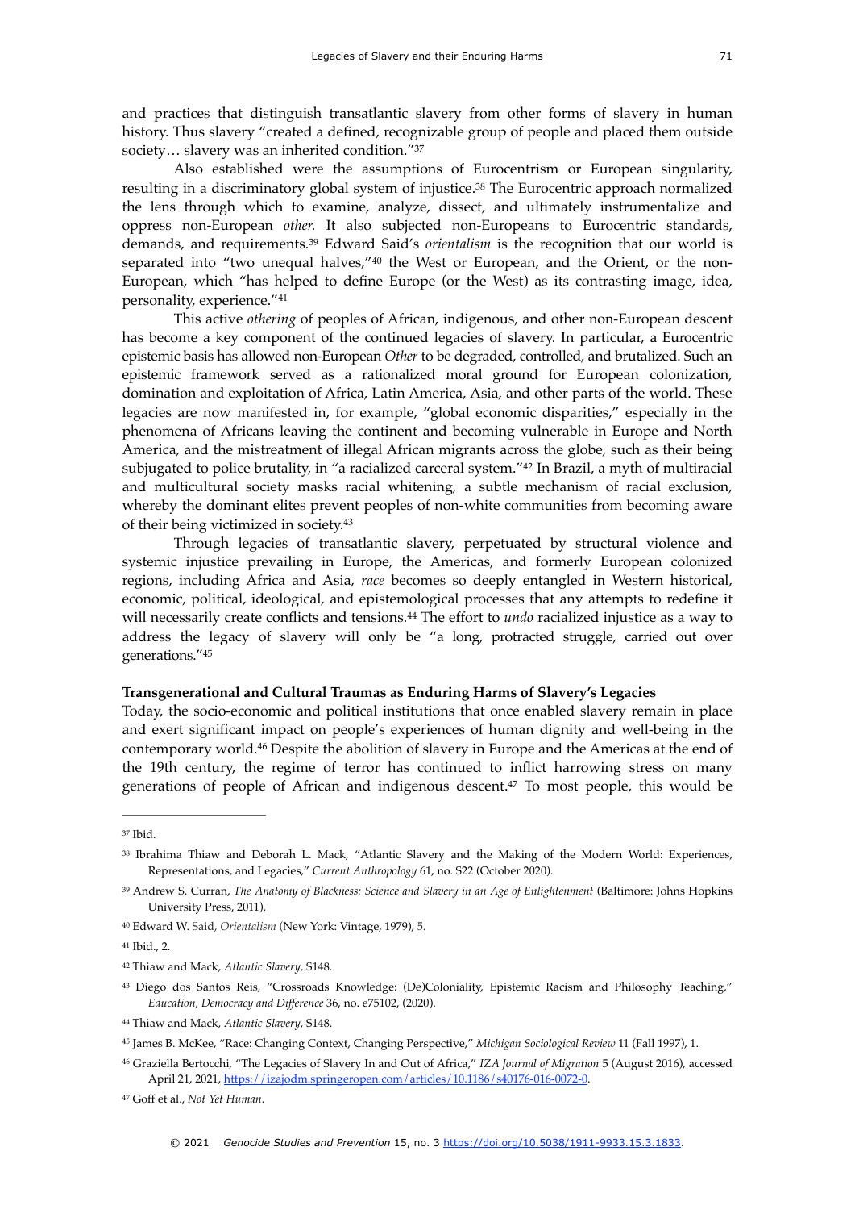and practices that distinguish transatlantic slavery from other forms of slavery in human history. Thus slavery "created a defined, recognizable group of people and placed them outside society… slavery was an inherited condition."[37]

Also established were the assumptions of Eurocentrism or European singularity, resulting in a discriminatory global system of injustice.[38] The Eurocentric approach normalized the lens through which to examine, analyze, dissect, and ultimately instrumentalize and oppress non-European *other.* It also subjected non-Europeans to Eurocentric standards, demands, and requirements.[39] Edward Said's *orientalism* is the recognition that our world is separated into "two unequal halves,"[40] the West or European, and the Orient, or the non-European, which "has helped to define Europe (or the West) as its contrasting image, idea, personality, experience."[41]

This active *othering* of peoples of African, indigenous, and other non-European descent has become a key component of the continued legacies of slavery. In particular, a Eurocentric epistemic basis has allowed non-European *Other* to be degraded, controlled, and brutalized. Such an epistemic framework served as a rationalized moral ground for European colonization, domination and exploitation of Africa, Latin America, Asia, and other parts of the world. These legacies are now manifested in, for example, "global economic disparities," especially in the phenomena of Africans leaving the continent and becoming vulnerable in Europe and North America, and the mistreatment of illegal African migrants across the globe, such as their being subjugated to police brutality, in "a racialized carceral system."[42] In Brazil, a myth of multiracial and multicultural society masks racial whitening, a subtle mechanism of racial exclusion, whereby the dominant elites prevent peoples of non-white communities from becoming aware of their being victimized in society.[43]

Through legacies of transatlantic slavery, perpetuated by structural violence and systemic injustice prevailing in Europe, the Americas, and formerly European colonized regions, including Africa and Asia, *race* becomes so deeply entangled in Western historical, economic, political, ideological, and epistemological processes that any attempts to redefine it will necessarily create conflicts and tensions.[44] The effort to *undo* racialized injustice as a way to address the legacy of slavery will only be "a long, protracted struggle, carried out over generations."[45]

**Transgenerational and Cultural Traumas as Enduring Harms of Slavery's Legacies**

Today, the socio-economic and political institutions that once enabled slavery remain in place and exert significant impact on people's experiences of human dignity and well-being in the contemporary world.[46] Despite the abolition of slavery in Europe and the Americas at the end of the 19th century, the regime of terror has continued to inflict harrowing stress on many generations of people of African and indigenous descent.[47] To most people, this would be

---

[37] Ibid.

[38] Ibrahima Thiaw and Deborah L. Mack, "Atlantic Slavery and the Making of the Modern World: Experiences, Representations, and Legacies," *Current Anthropology* 61, no. S22 (October 2020).

[39] Andrew S. Curran, *The Anatomy of Blackness: Science and Slavery in an Age of Enlightenment* (Baltimore: Johns Hopkins University Press, 2011).

[40] Edward W. Said, *Orientalism* (New York: Vintage, 1979), 5.

[41] Ibid., 2.

[42] Thiaw and Mack, *Atlantic Slavery*, S148.

[43] Diego dos Santos Reis, "Crossroads Knowledge: (De)Coloniality, Epistemic Racism and Philosophy Teaching," *Education, Democracy and Difference* 36, no. e75102, (2020).

[44] Thiaw and Mack, *Atlantic Slavery*, S148.

[45] James B. McKee, "Race: Changing Context, Changing Perspective," *Michigan Sociological Review* 11 (Fall 1997), 1.

[46] Graziella Bertocchi, "The Legacies of Slavery In and Out of Africa," *IZA Journal of Migration* 5 (August 2016), accessed April 21, 2021, https://izajodm.springeropen.com/articles/10.1186/s40176-016-0072-0.

[47] Goff et al., *Not Yet Human*.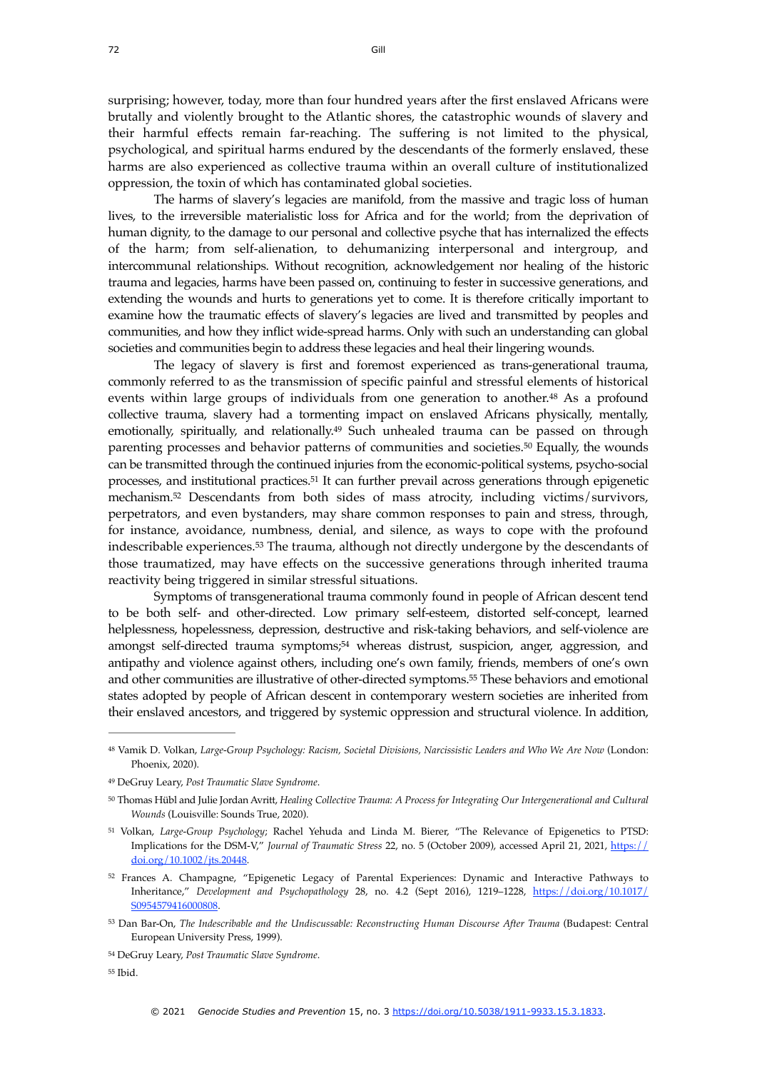surprising; however, today, more than four hundred years after the first enslaved Africans were brutally and violently brought to the Atlantic shores, the catastrophic wounds of slavery and their harmful effects remain far-reaching. The suffering is not limited to the physical, psychological, and spiritual harms endured by the descendants of the formerly enslaved, these harms are also experienced as collective trauma within an overall culture of institutionalized oppression, the toxin of which has contaminated global societies.

The harms of slavery's legacies are manifold, from the massive and tragic loss of human lives, to the irreversible materialistic loss for Africa and for the world; from the deprivation of human dignity, to the damage to our personal and collective psyche that has internalized the effects of the harm; from self-alienation, to dehumanizing interpersonal and intergroup, and intercommunal relationships. Without recognition, acknowledgement nor healing of the historic trauma and legacies, harms have been passed on, continuing to fester in successive generations, and extending the wounds and hurts to generations yet to come. It is therefore critically important to examine how the traumatic effects of slavery's legacies are lived and transmitted by peoples and communities, and how they inflict wide-spread harms. Only with such an understanding can global societies and communities begin to address these legacies and heal their lingering wounds.

The legacy of slavery is first and foremost experienced as trans-generational trauma, commonly referred to as the transmission of specific painful and stressful elements of historical events within large groups of individuals from one generation to another.[48] As a profound collective trauma, slavery had a tormenting impact on enslaved Africans physically, mentally, emotionally, spiritually, and relationally.[49] Such unhealed trauma can be passed on through parenting processes and behavior patterns of communities and societies.[50] Equally, the wounds can be transmitted through the continued injuries from the economic-political systems, psycho-social processes, and institutional practices.[51] It can further prevail across generations through epigenetic mechanism.[52] Descendants from both sides of mass atrocity, including victims/survivors, perpetrators, and even bystanders, may share common responses to pain and stress, through, for instance, avoidance, numbness, denial, and silence, as ways to cope with the profound indescribable experiences.[53] The trauma, although not directly undergone by the descendants of those traumatized, may have effects on the successive generations through inherited trauma reactivity being triggered in similar stressful situations.

Symptoms of transgenerational trauma commonly found in people of African descent tend to be both self- and other-directed. Low primary self-esteem, distorted self-concept, learned helplessness, hopelessness, depression, destructive and risk-taking behaviors, and self-violence are amongst self-directed trauma symptoms;[54] whereas distrust, suspicion, anger, aggression, and antipathy and violence against others, including one's own family, friends, members of one's own and other communities are illustrative of other-directed symptoms.[55] These behaviors and emotional states adopted by people of African descent in contemporary western societies are inherited from their enslaved ancestors, and triggered by systemic oppression and structural violence. In addition,

---

[48] Vamik D. Volkan, *Large-Group Psychology: Racism, Societal Divisions, Narcissistic Leaders and Who We Are Now* (London: Phoenix, 2020).

[49] DeGruy Leary, *Post Traumatic Slave Syndrome*.

[50] Thomas Hübl and Julie Jordan Avritt, *Healing Collective Trauma: A Process for Integrating Our Intergenerational and Cultural Wounds* (Louisville: Sounds True, 2020).

[51] Volkan, *Large-Group Psychology*; Rachel Yehuda and Linda M. Bierer, "The Relevance of Epigenetics to PTSD: Implications for the DSM-V," *Journal of Traumatic Stress* 22, no. 5 (October 2009), accessed April 21, 2021, https://doi.org/10.1002/jts.20448.

[52] Frances A. Champagne, "Epigenetic Legacy of Parental Experiences: Dynamic and Interactive Pathways to Inheritance," *Development and Psychopathology* 28, no. 4.2 (Sept 2016), 1219–1228, https://doi.org/10.1017/S0954579416000808.

[53] Dan Bar-On, *The Indescribable and the Undiscussable: Reconstructing Human Discourse After Trauma* (Budapest: Central European University Press, 1999).

[54] DeGruy Leary, *Post Traumatic Slave Syndrome*.

[55] Ibid.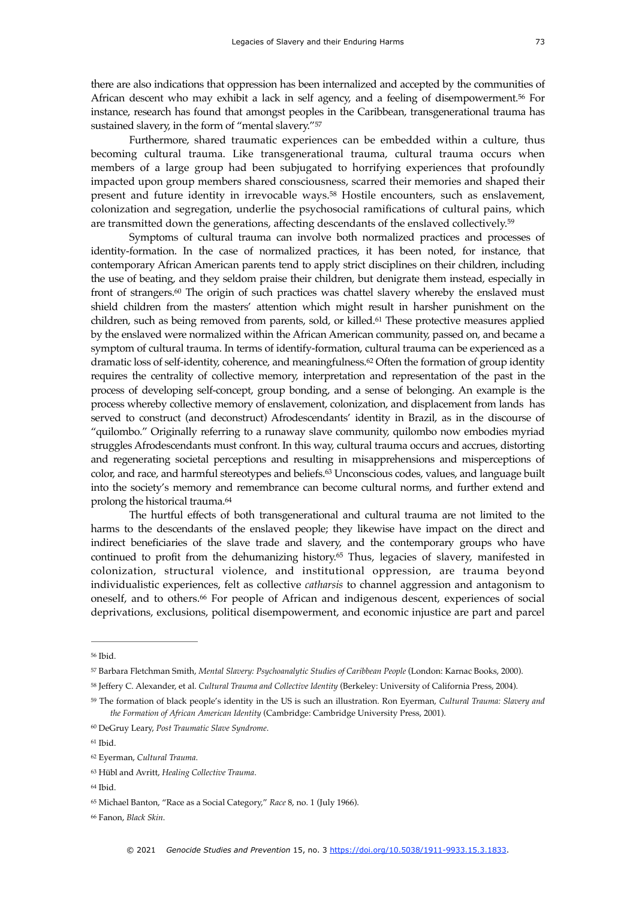there are also indications that oppression has been internalized and accepted by the communities of African descent who may exhibit a lack in self agency, and a feeling of disempowerment.[56] For instance, research has found that amongst peoples in the Caribbean, transgenerational trauma has sustained slavery, in the form of "mental slavery."[57]

Furthermore, shared traumatic experiences can be embedded within a culture, thus becoming cultural trauma. Like transgenerational trauma, cultural trauma occurs when members of a large group had been subjugated to horrifying experiences that profoundly impacted upon group members shared consciousness, scarred their memories and shaped their present and future identity in irrevocable ways.[58] Hostile encounters, such as enslavement, colonization and segregation, underlie the psychosocial ramifications of cultural pains, which are transmitted down the generations, affecting descendants of the enslaved collectively.[59]

Symptoms of cultural trauma can involve both normalized practices and processes of identity-formation. In the case of normalized practices, it has been noted, for instance, that contemporary African American parents tend to apply strict disciplines on their children, including the use of beating, and they seldom praise their children, but denigrate them instead, especially in front of strangers.[60] The origin of such practices was chattel slavery whereby the enslaved must shield children from the masters' attention which might result in harsher punishment on the children, such as being removed from parents, sold, or killed.[61] These protective measures applied by the enslaved were normalized within the African American community, passed on, and became a symptom of cultural trauma. In terms of identify-formation, cultural trauma can be experienced as a dramatic loss of self-identity, coherence, and meaningfulness.[62] Often the formation of group identity requires the centrality of collective memory, interpretation and representation of the past in the process of developing self-concept, group bonding, and a sense of belonging. An example is the process whereby collective memory of enslavement, colonization, and displacement from lands has served to construct (and deconstruct) Afrodescendants' identity in Brazil, as in the discourse of "quilombo." Originally referring to a runaway slave community, quilombo now embodies myriad struggles Afrodescendants must confront. In this way, cultural trauma occurs and accrues, distorting and regenerating societal perceptions and resulting in misapprehensions and misperceptions of color, and race, and harmful stereotypes and beliefs.[63] Unconscious codes, values, and language built into the society's memory and remembrance can become cultural norms, and further extend and prolong the historical trauma.[64]

The hurtful effects of both transgenerational and cultural trauma are not limited to the harms to the descendants of the enslaved people; they likewise have impact on the direct and indirect beneficiaries of the slave trade and slavery, and the contemporary groups who have continued to profit from the dehumanizing history.[65] Thus, legacies of slavery, manifested in colonization, structural violence, and institutional oppression, are trauma beyond individualistic experiences, felt as collective *catharsis* to channel aggression and antagonism to oneself, and to others.[66] For people of African and indigenous descent, experiences of social deprivations, exclusions, political disempowerment, and economic injustice are part and parcel

---

[56] Ibid.

[57] Barbara Fletchman Smith, *Mental Slavery: Psychoanalytic Studies of Caribbean People* (London: Karnac Books, 2000).

[58] Jeffery C. Alexander, et al. *Cultural Trauma and Collective Identity* (Berkeley: University of California Press, 2004).

[59] The formation of black people's identity in the US is such an illustration. Ron Eyerman, *Cultural Trauma: Slavery and the Formation of African American Identity* (Cambridge: Cambridge University Press, 2001).

[60] DeGruy Leary, *Post Traumatic Slave Syndrome*.

[61] Ibid.

[62] Eyerman, *Cultural Trauma*.

[63] Hübl and Avritt, *Healing Collective Trauma*.

[64] Ibid.

[65] Michael Banton, "Race as a Social Category," *Race* 8, no. 1 (July 1966).

[66] Fanon, *Black Skin*.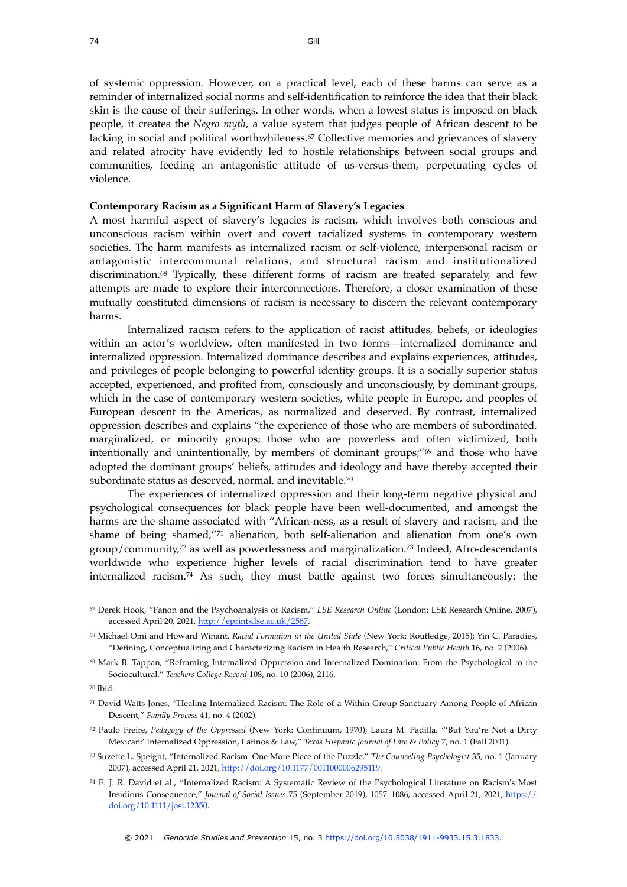of systemic oppression. However, on a practical level, each of these harms can serve as a reminder of internalized social norms and self-identification to reinforce the idea that their black skin is the cause of their sufferings. In other words, when a lowest status is imposed on black people, it creates the *Negro myth*, a value system that judges people of African descent to be lacking in social and political worthwhileness.[67] Collective memories and grievances of slavery and related atrocity have evidently led to hostile relationships between social groups and communities, feeding an antagonistic attitude of us-versus-them, perpetuating cycles of violence.

**Contemporary Racism as a Significant Harm of Slavery's Legacies**

A most harmful aspect of slavery's legacies is racism, which involves both conscious and unconscious racism within overt and covert racialized systems in contemporary western societies. The harm manifests as internalized racism or self-violence, interpersonal racism or antagonistic intercommunal relations, and structural racism and institutionalized discrimination.[68] Typically, these different forms of racism are treated separately, and few attempts are made to explore their interconnections. Therefore, a closer examination of these mutually constituted dimensions of racism is necessary to discern the relevant contemporary harms.

Internalized racism refers to the application of racist attitudes, beliefs, or ideologies within an actor's worldview, often manifested in two forms—internalized dominance and internalized oppression. Internalized dominance describes and explains experiences, attitudes, and privileges of people belonging to powerful identity groups. It is a socially superior status accepted, experienced, and profited from, consciously and unconsciously, by dominant groups, which in the case of contemporary western societies, white people in Europe, and peoples of European descent in the Americas, as normalized and deserved. By contrast, internalized oppression describes and explains "the experience of those who are members of subordinated, marginalized, or minority groups; those who are powerless and often victimized, both intentionally and unintentionally, by members of dominant groups;"[69] and those who have adopted the dominant groups' beliefs, attitudes and ideology and have thereby accepted their subordinate status as deserved, normal, and inevitable.[70]

The experiences of internalized oppression and their long-term negative physical and psychological consequences for black people have been well-documented, and amongst the harms are the shame associated with "African-ness, as a result of slavery and racism, and the shame of being shamed,"[71] alienation, both self-alienation and alienation from one's own group/community,[72] as well as powerlessness and marginalization.[73] Indeed, Afro-descendants worldwide who experience higher levels of racial discrimination tend to have greater internalized racism.[74] As such, they must battle against two forces simultaneously: the

---

[67] Derek Hook, "Fanon and the Psychoanalysis of Racism," *LSE Research Online* (London: LSE Research Online, 2007), accessed April 20, 2021, http://eprints.lse.ac.uk/2567.

[68] Michael Omi and Howard Winant, *Racial Formation in the United State* (New York: Routledge, 2015); Yin C. Paradies, "Defining, Conceptualizing and Characterizing Racism in Health Research," *Critical Public Health* 16, no. 2 (2006).

[69] Mark B. Tappan, "Reframing Internalized Oppression and Internalized Domination: From the Psychological to the Sociocultural," *Teachers College Record* 108, no. 10 (2006), 2116.

[70] Ibid.

[71] David Watts-Jones, "Healing Internalized Racism: The Role of a Within-Group Sanctuary Among People of African Descent," *Family Process* 41, no. 4 (2002).

[72] Paulo Freire, *Pedagogy of the Oppressed* (New York: Continuum, 1970); Laura M. Padilla, "'But You're Not a Dirty Mexican:' Internalized Oppression, Latinos & Law," *Texas Hispanic Journal of Law & Policy* 7, no. 1 (Fall 2001).

[73] Suzette L. Speight, "Internalized Racism: One More Piece of the Puzzle," *The Counseling Psychologist* 35, no. 1 (January 2007), accessed April 21, 2021, http://doi.org/10.1177/0011000006295119.

[74] E. J. R. David et al., "Internalized Racism: A Systematic Review of the Psychological Literature on Racism's Most Insidious Consequence," *Journal of Social Issues* 75 (September 2019), 1057–1086, accessed April 21, 2021, https://doi.org/10.1111/josi.12350.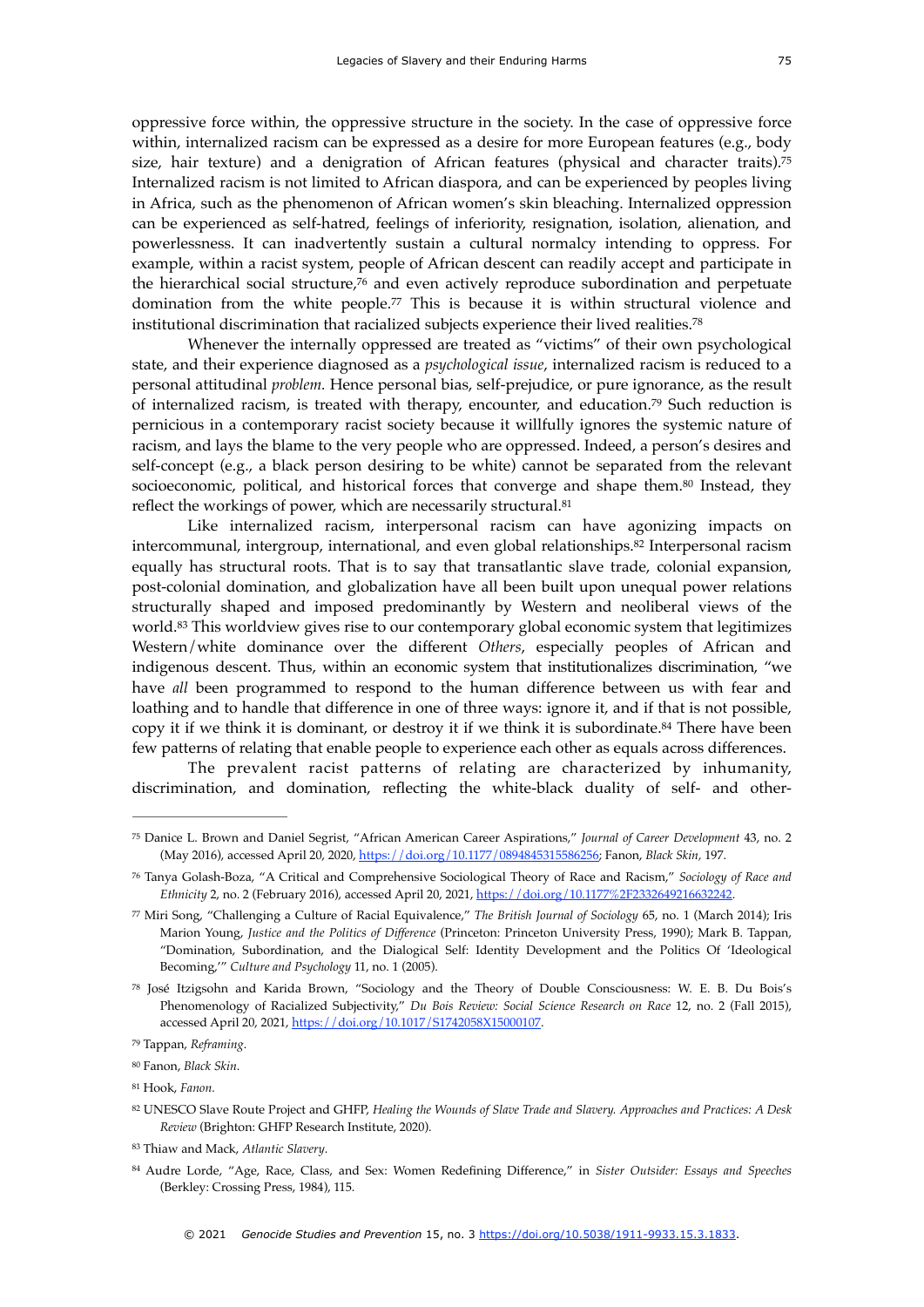oppressive force within, the oppressive structure in the society. In the case of oppressive force within, internalized racism can be expressed as a desire for more European features (e.g., body size, hair texture) and a denigration of African features (physical and character traits).[75] Internalized racism is not limited to African diaspora, and can be experienced by peoples living in Africa, such as the phenomenon of African women's skin bleaching. Internalized oppression can be experienced as self-hatred, feelings of inferiority, resignation, isolation, alienation, and powerlessness. It can inadvertently sustain a cultural normalcy intending to oppress. For example, within a racist system, people of African descent can readily accept and participate in the hierarchical social structure,[76] and even actively reproduce subordination and perpetuate domination from the white people.[77] This is because it is within structural violence and institutional discrimination that racialized subjects experience their lived realities.[78]

Whenever the internally oppressed are treated as "victims" of their own psychological state, and their experience diagnosed as a *psychological issue*, internalized racism is reduced to a personal attitudinal *problem.* Hence personal bias, self-prejudice, or pure ignorance, as the result of internalized racism, is treated with therapy, encounter, and education.[79] Such reduction is pernicious in a contemporary racist society because it willfully ignores the systemic nature of racism, and lays the blame to the very people who are oppressed. Indeed, a person's desires and self-concept (e.g., a black person desiring to be white) cannot be separated from the relevant socioeconomic, political, and historical forces that converge and shape them.[80] Instead, they reflect the workings of power, which are necessarily structural.[81]

Like internalized racism, interpersonal racism can have agonizing impacts on intercommunal, intergroup, international, and even global relationships.[82] Interpersonal racism equally has structural roots. That is to say that transatlantic slave trade, colonial expansion, post-colonial domination, and globalization have all been built upon unequal power relations structurally shaped and imposed predominantly by Western and neoliberal views of the world.[83] This worldview gives rise to our contemporary global economic system that legitimizes Western/white dominance over the different *Others*, especially peoples of African and indigenous descent. Thus, within an economic system that institutionalizes discrimination, "we have *all* been programmed to respond to the human difference between us with fear and loathing and to handle that difference in one of three ways: ignore it, and if that is not possible, copy it if we think it is dominant, or destroy it if we think it is subordinate.[84] There have been few patterns of relating that enable people to experience each other as equals across differences.

The prevalent racist patterns of relating are characterized by inhumanity, discrimination, and domination, reflecting the white-black duality of self- and other-

---

[75] Danice L. Brown and Daniel Segrist, "African American Career Aspirations," *Journal of Career Development* 43, no. 2 (May 2016), accessed April 20, 2020, https://doi.org/10.1177/0894845315586256; Fanon, *Black Skin,* 197.

[76] Tanya Golash-Boza, "A Critical and Comprehensive Sociological Theory of Race and Racism," *Sociology of Race and Ethnicity* 2, no. 2 (February 2016), accessed April 20, 2021, https://doi.org/10.1177%2F2332649216632242.

[77] Miri Song, "Challenging a Culture of Racial Equivalence," *The British Journal of Sociology* 65, no. 1 (March 2014); Iris Marion Young, *Justice and the Politics of Difference* (Princeton: Princeton University Press, 1990); Mark B. Tappan, "Domination, Subordination, and the Dialogical Self: Identity Development and the Politics Of 'Ideological Becoming,'" *Culture and Psychology* 11, no. 1 (2005).

[78] José Itzigsohn and Karida Brown, "Sociology and the Theory of Double Consciousness: W. E. B. Du Bois's Phenomenology of Racialized Subjectivity," *Du Bois Review: Social Science Research on Race* 12, no. 2 (Fall 2015), accessed April 20, 2021, https://doi.org/10.1017/S1742058X15000107.

[79] Tappan, *Reframing*.

[80] Fanon, *Black Skin*.

[81] Hook, *Fanon*.

[82] UNESCO Slave Route Project and GHFP, *Healing the Wounds of Slave Trade and Slavery. Approaches and Practices: A Desk Review* (Brighton: GHFP Research Institute, 2020).

[83] Thiaw and Mack, *Atlantic Slavery*.

[84] Audre Lorde, "Age, Race, Class, and Sex: Women Redefining Difference," in *Sister Outsider: Essays and Speeches* (Berkley: Crossing Press, 1984), 115.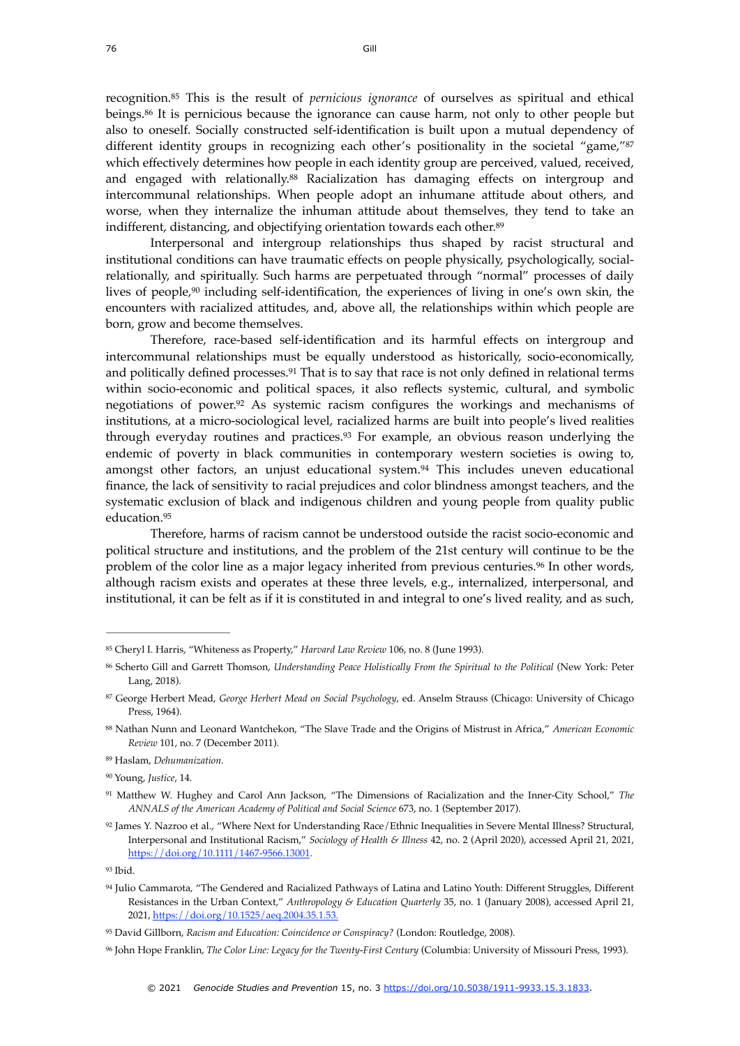recognition.[85] This is the result of *pernicious ignorance* of ourselves as spiritual and ethical beings.[86] It is pernicious because the ignorance can cause harm, not only to other people but also to oneself. Socially constructed self-identification is built upon a mutual dependency of different identity groups in recognizing each other's positionality in the societal "game,"[87] which effectively determines how people in each identity group are perceived, valued, received, and engaged with relationally.[88] Racialization has damaging effects on intergroup and intercommunal relationships. When people adopt an inhumane attitude about others, and worse, when they internalize the inhuman attitude about themselves, they tend to take an indifferent, distancing, and objectifying orientation towards each other.[89]

Interpersonal and intergroup relationships thus shaped by racist structural and institutional conditions can have traumatic effects on people physically, psychologically, social-relationally, and spiritually. Such harms are perpetuated through "normal" processes of daily lives of people,[90] including self-identification, the experiences of living in one's own skin, the encounters with racialized attitudes, and, above all, the relationships within which people are born, grow and become themselves.

Therefore, race-based self-identification and its harmful effects on intergroup and intercommunal relationships must be equally understood as historically, socio-economically, and politically defined processes.[91] That is to say that race is not only defined in relational terms within socio-economic and political spaces, it also reflects systemic, cultural, and symbolic negotiations of power.[92] As systemic racism configures the workings and mechanisms of institutions, at a micro-sociological level, racialized harms are built into people's lived realities through everyday routines and practices.[93] For example, an obvious reason underlying the endemic of poverty in black communities in contemporary western societies is owing to, amongst other factors, an unjust educational system.[94] This includes uneven educational finance, the lack of sensitivity to racial prejudices and color blindness amongst teachers, and the systematic exclusion of black and indigenous children and young people from quality public education.[95]

Therefore, harms of racism cannot be understood outside the racist socio-economic and political structure and institutions, and the problem of the 21st century will continue to be the problem of the color line as a major legacy inherited from previous centuries.[96] In other words, although racism exists and operates at these three levels, e.g., internalized, interpersonal, and institutional, it can be felt as if it is constituted in and integral to one's lived reality, and as such,

---

[85] Cheryl I. Harris, "Whiteness as Property," *Harvard Law Review* 106, no. 8 (June 1993).

[86] Scherto Gill and Garrett Thomson, *Understanding Peace Holistically From the Spiritual to the Political* (New York: Peter Lang, 2018).

[87] George Herbert Mead, *George Herbert Mead on Social Psychology*, ed. Anselm Strauss (Chicago: University of Chicago Press, 1964).

[88] Nathan Nunn and Leonard Wantchekon, "The Slave Trade and the Origins of Mistrust in Africa," *American Economic Review* 101, no. 7 (December 2011).

[89] Haslam, *Dehumanization*.

[90] Young, *Justice*, 14.

[91] Matthew W. Hughey and Carol Ann Jackson, "The Dimensions of Racialization and the Inner-City School," *The ANNALS of the American Academy of Political and Social Science* 673, no. 1 (September 2017).

[92] James Y. Nazroo et al., "Where Next for Understanding Race/Ethnic Inequalities in Severe Mental Illness? Structural, Interpersonal and Institutional Racism," *Sociology of Health & Illness* 42, no. 2 (April 2020), accessed April 21, 2021, https://doi.org/10.1111/1467-9566.13001.

[93] Ibid.

[94] Julio Cammarota, "The Gendered and Racialized Pathways of Latina and Latino Youth: Different Struggles, Different Resistances in the Urban Context," *Anthropology & Education Quarterly* 35, no. 1 (January 2008), accessed April 21, 2021, https://doi.org/10.1525/aeq.2004.35.1.53.

[95] David Gillborn, *Racism and Education: Coincidence or Conspiracy?* (London: Routledge, 2008).

[96] John Hope Franklin, *The Color Line: Legacy for the Twenty-First Century* (Columbia: University of Missouri Press, 1993).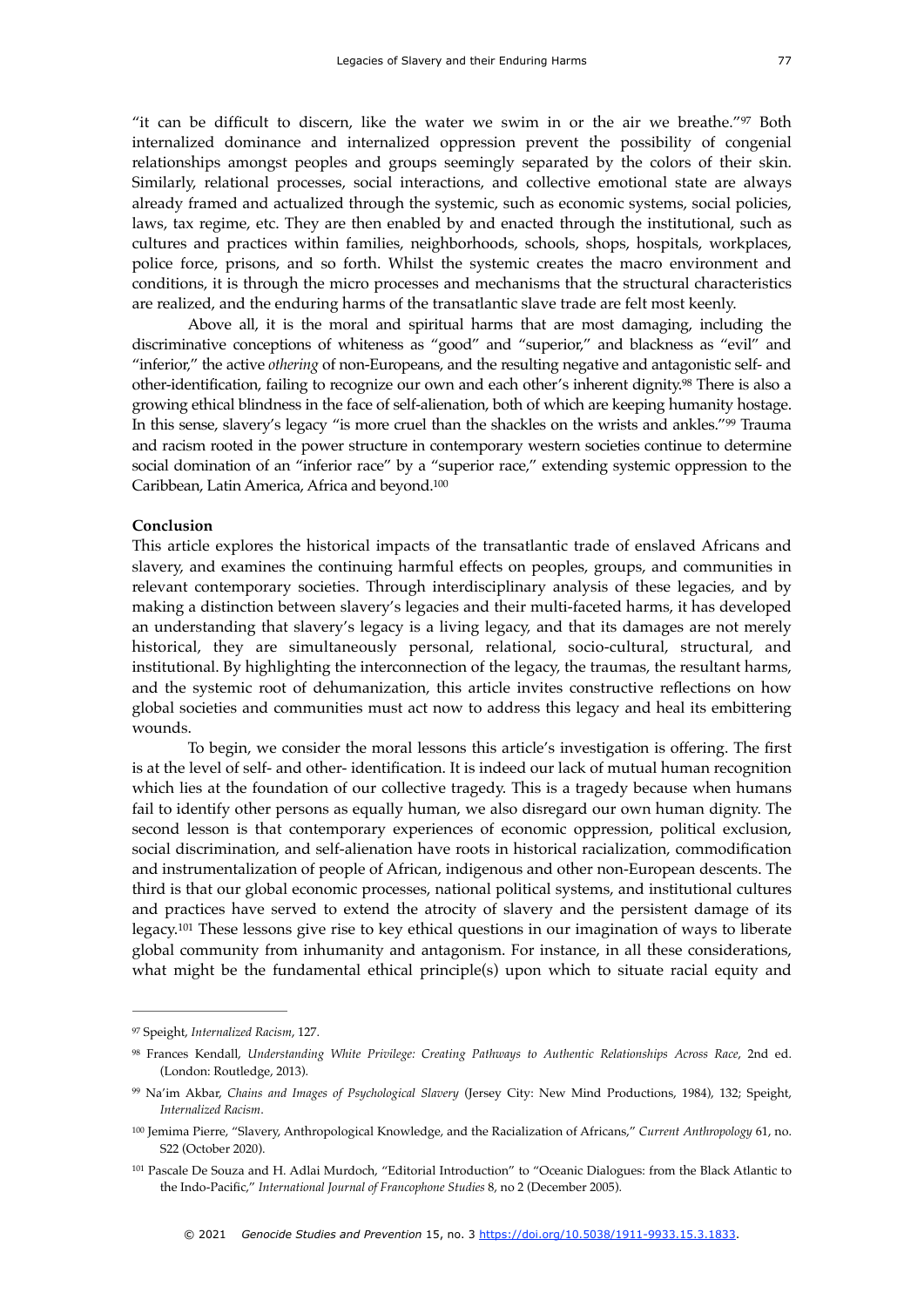"it can be difficult to discern, like the water we swim in or the air we breathe."[97] Both internalized dominance and internalized oppression prevent the possibility of congenial relationships amongst peoples and groups seemingly separated by the colors of their skin. Similarly, relational processes, social interactions, and collective emotional state are always already framed and actualized through the systemic, such as economic systems, social policies, laws, tax regime, etc. They are then enabled by and enacted through the institutional, such as cultures and practices within families, neighborhoods, schools, shops, hospitals, workplaces, police force, prisons, and so forth. Whilst the systemic creates the macro environment and conditions, it is through the micro processes and mechanisms that the structural characteristics are realized, and the enduring harms of the transatlantic slave trade are felt most keenly.

Above all, it is the moral and spiritual harms that are most damaging, including the discriminative conceptions of whiteness as "good" and "superior," and blackness as "evil" and "inferior," the active *othering* of non-Europeans, and the resulting negative and antagonistic self- and other-identification, failing to recognize our own and each other's inherent dignity.[98] There is also a growing ethical blindness in the face of self-alienation, both of which are keeping humanity hostage. In this sense, slavery's legacy "is more cruel than the shackles on the wrists and ankles."[99] Trauma and racism rooted in the power structure in contemporary western societies continue to determine social domination of an "inferior race" by a "superior race," extending systemic oppression to the Caribbean, Latin America, Africa and beyond.[100]

**Conclusion**

This article explores the historical impacts of the transatlantic trade of enslaved Africans and slavery, and examines the continuing harmful effects on peoples, groups, and communities in relevant contemporary societies. Through interdisciplinary analysis of these legacies, and by making a distinction between slavery's legacies and their multi-faceted harms, it has developed an understanding that slavery's legacy is a living legacy, and that its damages are not merely historical, they are simultaneously personal, relational, socio-cultural, structural, and institutional. By highlighting the interconnection of the legacy, the traumas, the resultant harms, and the systemic root of dehumanization, this article invites constructive reflections on how global societies and communities must act now to address this legacy and heal its embittering wounds.

To begin, we consider the moral lessons this article's investigation is offering. The first is at the level of self- and other- identification. It is indeed our lack of mutual human recognition which lies at the foundation of our collective tragedy. This is a tragedy because when humans fail to identify other persons as equally human, we also disregard our own human dignity. The second lesson is that contemporary experiences of economic oppression, political exclusion, social discrimination, and self-alienation have roots in historical racialization, commodification and instrumentalization of people of African, indigenous and other non-European descents. The third is that our global economic processes, national political systems, and institutional cultures and practices have served to extend the atrocity of slavery and the persistent damage of its legacy.[101] These lessons give rise to key ethical questions in our imagination of ways to liberate global community from inhumanity and antagonism. For instance, in all these considerations, what might be the fundamental ethical principle(s) upon which to situate racial equity and

---

[97] Speight, *Internalized Racism*, 127.

[98] Frances Kendall, *Understanding White Privilege: Creating Pathways to Authentic Relationships Across Race*, 2nd ed. (London: Routledge, 2013).

[99] Na'im Akbar, *Chains and Images of Psychological Slavery* (Jersey City: New Mind Productions, 1984), 132; Speight, *Internalized Racism*.

[100] Jemima Pierre, "Slavery, Anthropological Knowledge, and the Racialization of Africans," *Current Anthropology* 61, no. S22 (October 2020).

[101] Pascale De Souza and H. Adlai Murdoch, "Editorial Introduction" to "Oceanic Dialogues: from the Black Atlantic to the Indo-Pacific," *International Journal of Francophone Studies* 8, no 2 (December 2005).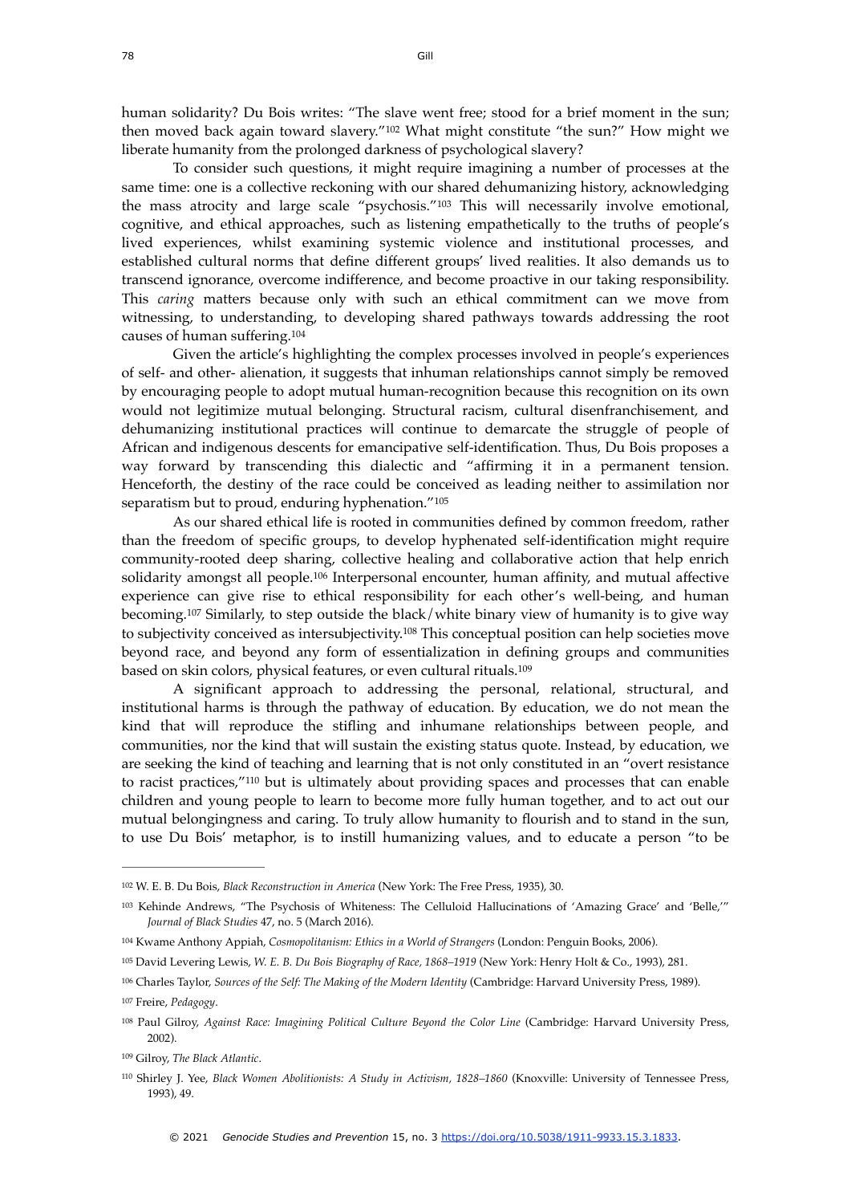human solidarity? Du Bois writes: "The slave went free; stood for a brief moment in the sun; then moved back again toward slavery."[102] What might constitute "the sun?" How might we liberate humanity from the prolonged darkness of psychological slavery?

To consider such questions, it might require imagining a number of processes at the same time: one is a collective reckoning with our shared dehumanizing history, acknowledging the mass atrocity and large scale "psychosis."[103] This will necessarily involve emotional, cognitive, and ethical approaches, such as listening empathetically to the truths of people's lived experiences, whilst examining systemic violence and institutional processes, and established cultural norms that define different groups' lived realities. It also demands us to transcend ignorance, overcome indifference, and become proactive in our taking responsibility. This *caring* matters because only with such an ethical commitment can we move from witnessing, to understanding, to developing shared pathways towards addressing the root causes of human suffering.[104]

Given the article's highlighting the complex processes involved in people's experiences of self- and other- alienation, it suggests that inhuman relationships cannot simply be removed by encouraging people to adopt mutual human-recognition because this recognition on its own would not legitimize mutual belonging. Structural racism, cultural disenfranchisement, and dehumanizing institutional practices will continue to demarcate the struggle of people of African and indigenous descents for emancipative self-identification. Thus, Du Bois proposes a way forward by transcending this dialectic and "affirming it in a permanent tension. Henceforth, the destiny of the race could be conceived as leading neither to assimilation nor separatism but to proud, enduring hyphenation."[105]

As our shared ethical life is rooted in communities defined by common freedom, rather than the freedom of specific groups, to develop hyphenated self-identification might require community-rooted deep sharing, collective healing and collaborative action that help enrich solidarity amongst all people.[106] Interpersonal encounter, human affinity, and mutual affective experience can give rise to ethical responsibility for each other's well-being, and human becoming.[107] Similarly, to step outside the black/white binary view of humanity is to give way to subjectivity conceived as intersubjectivity.[108] This conceptual position can help societies move beyond race, and beyond any form of essentialization in defining groups and communities based on skin colors, physical features, or even cultural rituals.[109]

A significant approach to addressing the personal, relational, structural, and institutional harms is through the pathway of education. By education, we do not mean the kind that will reproduce the stifling and inhumane relationships between people, and communities, nor the kind that will sustain the existing status quo. Instead, by education, we are seeking the kind of teaching and learning that is not only constituted in an "overt resistance to racist practices,"[110] but is ultimately about providing spaces and processes that can enable children and young people to learn to become more fully human together, and to act out our mutual belongingness and caring. To truly allow humanity to flourish and to stand in the sun, to use Du Bois' metaphor, is to instill humanizing values, and to educate a person "to be

---

[102] W. E. B. Du Bois, *Black Reconstruction in America* (New York: The Free Press, 1935), 30.

[103] Kehinde Andrews, "The Psychosis of Whiteness: The Celluloid Hallucinations of 'Amazing Grace' and 'Belle,'" *Journal of Black Studies* 47, no. 5 (March 2016).

[104] Kwame Anthony Appiah, *Cosmopolitanism: Ethics in a World of Strangers* (London: Penguin Books, 2006).

[105] David Levering Lewis, *W. E. B. Du Bois Biography of Race, 1868–1919* (New York: Henry Holt & Co., 1993), 281.

[106] Charles Taylor, *Sources of the Self: The Making of the Modern Identity* (Cambridge: Harvard University Press, 1989).

[107] Freire, *Pedagogy*.

[108] Paul Gilroy, *Against Race: Imagining Political Culture Beyond the Color Line* (Cambridge: Harvard University Press, 2002).

[109] Gilroy, *The Black Atlantic*.

[110] Shirley J. Yee, *Black Women Abolitionists: A Study in Activism, 1828–1860* (Knoxville: University of Tennessee Press, 1993), 49.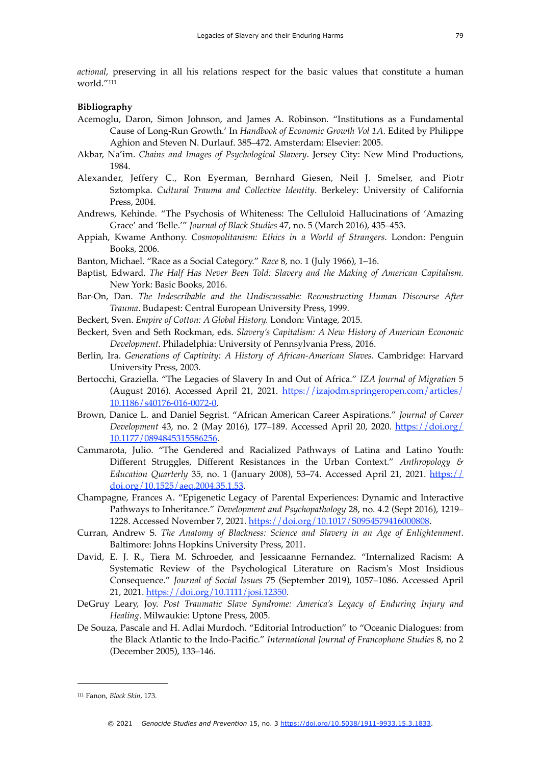*actional*, preserving in all his relations respect for the basic values that constitute a human world."[111]

**Bibliography**

Acemoglu, Daron, Simon Johnson, and James A. Robinson. "Institutions as a Fundamental Cause of Long-Run Growth.' In *Handbook of Economic Growth Vol 1A*. Edited by Philippe Aghion and Steven N. Durlauf. 385–472. Amsterdam: Elsevier: 2005.

Akbar, Na'im. *Chains and Images of Psychological Slavery*. Jersey City: New Mind Productions, 1984.

Alexander, Jeffery C., Ron Eyerman, Bernhard Giesen, Neil J. Smelser, and Piotr Sztompka. *Cultural Trauma and Collective Identity*. Berkeley: University of California Press, 2004.

Andrews, Kehinde. "The Psychosis of Whiteness: The Celluloid Hallucinations of 'Amazing Grace' and 'Belle.'" *Journal of Black Studies* 47, no. 5 (March 2016), 435–453.

Appiah, Kwame Anthony. *Cosmopolitanism: Ethics in a World of Strangers*. London: Penguin Books, 2006.

Banton, Michael. "Race as a Social Category." *Race* 8, no. 1 (July 1966), 1–16.

Baptist, Edward. *The Half Has Never Been Told: Slavery and the Making of American Capitalism.* New York: Basic Books, 2016.

Bar-On, Dan. *The Indescribable and the Undiscussable: Reconstructing Human Discourse After Trauma*. Budapest: Central European University Press, 1999.

Beckert, Sven. *Empire of Cotton: A Global History.* London: Vintage, 2015.

Beckert, Sven and Seth Rockman, eds. *Slavery's Capitalism: A New History of American Economic Development*. Philadelphia: University of Pennsylvania Press, 2016.

Berlin, Ira. *Generations of Captivity: A History of African-American Slaves*. Cambridge: Harvard University Press, 2003.

Bertocchi, Graziella. "The Legacies of Slavery In and Out of Africa." *IZA Journal of Migration* 5 (August 2016). Accessed April 21, 2021. https://izajodm.springeropen.com/articles/10.1186/s40176-016-0072-0.

Brown, Danice L. and Daniel Segrist. "African American Career Aspirations." *Journal of Career Development* 43, no. 2 (May 2016), 177–189. Accessed April 20, 2020. https://doi.org/10.1177/0894845315586256.

Cammarota, Julio. "The Gendered and Racialized Pathways of Latina and Latino Youth: Different Struggles, Different Resistances in the Urban Context." *Anthropology & Education Quarterly* 35, no. 1 (January 2008), 53–74. Accessed April 21, 2021. https://doi.org/10.1525/aeq.2004.35.1.53.

Champagne, Frances A. "Epigenetic Legacy of Parental Experiences: Dynamic and Interactive Pathways to Inheritance." *Development and Psychopathology* 28, no. 4.2 (Sept 2016), 1219–1228. Accessed November 7, 2021. https://doi.org/10.1017/S0954579416000808.

Curran, Andrew S. *The Anatomy of Blackness: Science and Slavery in an Age of Enlightenment*. Baltimore: Johns Hopkins University Press, 2011.

David, E. J. R., Tiera M. Schroeder, and Jessicaanne Fernandez. "Internalized Racism: A Systematic Review of the Psychological Literature on Racism's Most Insidious Consequence." *Journal of Social Issues* 75 (September 2019), 1057–1086. Accessed April 21, 2021. https://doi.org/10.1111/josi.12350.

DeGruy Leary, Joy. *Post Traumatic Slave Syndrome: America's Legacy of Enduring Injury and Healing*. Milwaukie: Uptone Press, 2005.

De Souza, Pascale and H. Adlai Murdoch. "Editorial Introduction" to "Oceanic Dialogues: from the Black Atlantic to the Indo-Pacific." *International Journal of Francophone Studies* 8, no 2 (December 2005), 133–146.

---

[111] Fanon, *Black Skin*, 173.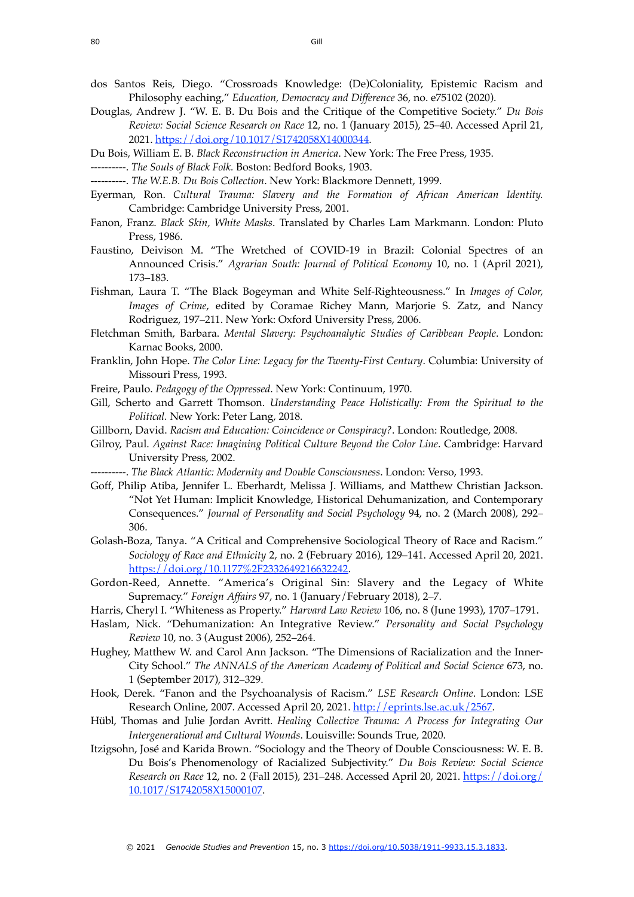dos Santos Reis, Diego. "Crossroads Knowledge: (De)Coloniality, Epistemic Racism and Philosophy eaching," *Education, Democracy and Difference* 36, no. e75102 (2020).

Douglas, Andrew J. "W. E. B. Du Bois and the Critique of the Competitive Society." *Du Bois Review: Social Science Research on Race* 12, no. 1 (January 2015), 25–40. Accessed April 21, 2021. https://doi.org/10.1017/S1742058X14000344.

Du Bois, William E. B. *Black Reconstruction in America*. New York: The Free Press, 1935.

----------. *The Souls of Black Folk.* Boston: Bedford Books, 1903.

----------. *The W.E.B. Du Bois Collection*. New York: Blackmore Dennett, 1999.

Eyerman, Ron. *Cultural Trauma: Slavery and the Formation of African American Identity.* Cambridge: Cambridge University Press, 2001.

Fanon, Franz. *Black Skin, White Masks*. Translated by Charles Lam Markmann. London: Pluto Press, 1986.

Faustino, Deivison M. "The Wretched of COVID-19 in Brazil: Colonial Spectres of an Announced Crisis." *Agrarian South: Journal of Political Economy* 10, no. 1 (April 2021), 173–183.

Fishman, Laura T. "The Black Bogeyman and White Self-Righteousness." In *Images of Color, Images of Crime*, edited by Coramae Richey Mann, Marjorie S. Zatz, and Nancy Rodriguez, 197–211. New York: Oxford University Press, 2006.

Fletchman Smith, Barbara. *Mental Slavery: Psychoanalytic Studies of Caribbean People*. London: Karnac Books, 2000.

Franklin, John Hope. *The Color Line: Legacy for the Twenty-First Century*. Columbia: University of Missouri Press, 1993.

Freire, Paulo. *Pedagogy of the Oppressed*. New York: Continuum, 1970.

Gill, Scherto and Garrett Thomson. *Understanding Peace Holistically: From the Spiritual to the Political.* New York: Peter Lang, 2018.

Gillborn, David. *Racism and Education: Coincidence or Conspiracy?*. London: Routledge, 2008.

Gilroy, Paul. *Against Race: Imagining Political Culture Beyond the Color Line*. Cambridge: Harvard University Press, 2002.

----------. *The Black Atlantic: Modernity and Double Consciousness*. London: Verso, 1993.

Goff, Philip Atiba, Jennifer L. Eberhardt, Melissa J. Williams, and Matthew Christian Jackson. "Not Yet Human: Implicit Knowledge, Historical Dehumanization, and Contemporary Consequences." *Journal of Personality and Social Psychology* 94, no. 2 (March 2008), 292–306.

Golash-Boza, Tanya. "A Critical and Comprehensive Sociological Theory of Race and Racism." *Sociology of Race and Ethnicity* 2, no. 2 (February 2016), 129–141. Accessed April 20, 2021. https://doi.org/10.1177%2F2332649216632242.

Gordon-Reed, Annette. "America's Original Sin: Slavery and the Legacy of White Supremacy." *Foreign Affairs* 97, no. 1 (January/February 2018), 2–7.

Harris, Cheryl I. "Whiteness as Property." *Harvard Law Review* 106, no. 8 (June 1993), 1707–1791.

Haslam, Nick. "Dehumanization: An Integrative Review." *Personality and Social Psychology Review* 10, no. 3 (August 2006), 252–264.

Hughey, Matthew W. and Carol Ann Jackson. "The Dimensions of Racialization and the Inner-City School." *The ANNALS of the American Academy of Political and Social Science* 673, no. 1 (September 2017), 312–329.

Hook, Derek. "Fanon and the Psychoanalysis of Racism." *LSE Research Online*. London: LSE Research Online, 2007. Accessed April 20, 2021. http://eprints.lse.ac.uk/2567.

Hübl, Thomas and Julie Jordan Avritt. *Healing Collective Trauma: A Process for Integrating Our Intergenerational and Cultural Wounds*. Louisville: Sounds True, 2020.

Itzigsohn, José and Karida Brown. "Sociology and the Theory of Double Consciousness: W. E. B. Du Bois's Phenomenology of Racialized Subjectivity." *Du Bois Review: Social Science Research on Race* 12, no. 2 (Fall 2015), 231–248. Accessed April 20, 2021. https://doi.org/10.1017/S1742058X15000107.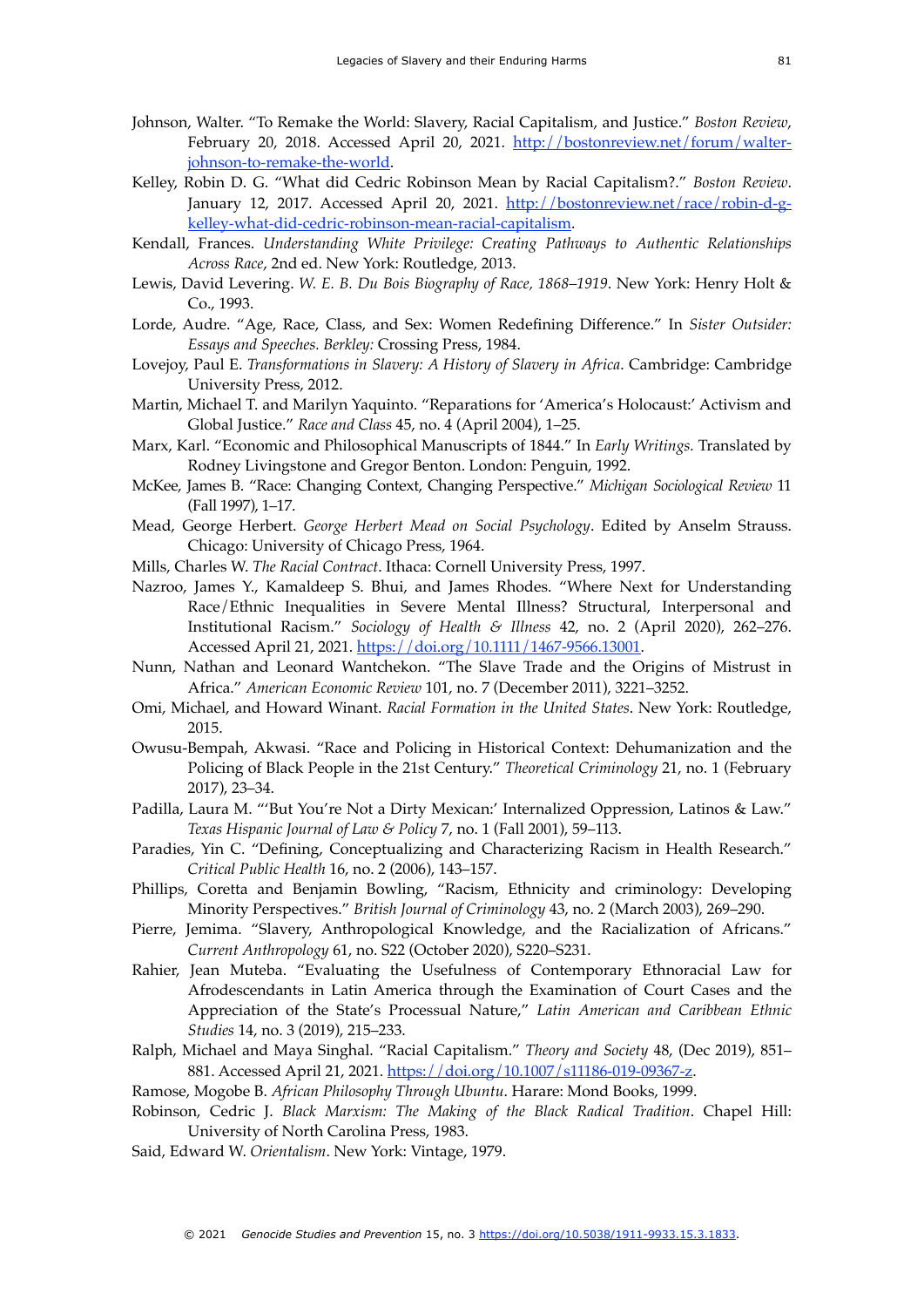Johnson, Walter. "To Remake the World: Slavery, Racial Capitalism, and Justice." *Boston Review*, February 20, 2018. Accessed April 20, 2021. http://bostonreview.net/forum/walter-johnson-to-remake-the-world.

Kelley, Robin D. G. "What did Cedric Robinson Mean by Racial Capitalism?." *Boston Review*. January 12, 2017. Accessed April 20, 2021. http://bostonreview.net/race/robin-d-g-kelley-what-did-cedric-robinson-mean-racial-capitalism.

Kendall, Frances. *Understanding White Privilege: Creating Pathways to Authentic Relationships Across Race*, 2nd ed. New York: Routledge, 2013.

Lewis, David Levering. *W. E. B. Du Bois Biography of Race, 1868–1919*. New York: Henry Holt & Co., 1993.

Lorde, Audre. "Age, Race, Class, and Sex: Women Redefining Difference." In *Sister Outsider: Essays and Speeches. Berkley:* Crossing Press, 1984.

Lovejoy, Paul E. *Transformations in Slavery: A History of Slavery in Africa*. Cambridge: Cambridge University Press, 2012.

Martin, Michael T. and Marilyn Yaquinto. "Reparations for 'America's Holocaust:' Activism and Global Justice." *Race and Class* 45, no. 4 (April 2004), 1–25.

Marx, Karl. "Economic and Philosophical Manuscripts of 1844." In *Early Writings.* Translated by Rodney Livingstone and Gregor Benton. London: Penguin, 1992.

McKee, James B. "Race: Changing Context, Changing Perspective." *Michigan Sociological Review* 11 (Fall 1997), 1–17.

Mead, George Herbert. *George Herbert Mead on Social Psychology*. Edited by Anselm Strauss. Chicago: University of Chicago Press, 1964.

Mills, Charles W. *The Racial Contract*. Ithaca: Cornell University Press, 1997.

Nazroo, James Y., Kamaldeep S. Bhui, and James Rhodes. "Where Next for Understanding Race/Ethnic Inequalities in Severe Mental Illness? Structural, Interpersonal and Institutional Racism." *Sociology of Health & Illness* 42, no. 2 (April 2020), 262–276. Accessed April 21, 2021. https://doi.org/10.1111/1467-9566.13001.

Nunn, Nathan and Leonard Wantchekon. "The Slave Trade and the Origins of Mistrust in Africa." *American Economic Review* 101, no. 7 (December 2011), 3221–3252.

Omi, Michael, and Howard Winant. *Racial Formation in the United States*. New York: Routledge, 2015.

Owusu-Bempah, Akwasi. "Race and Policing in Historical Context: Dehumanization and the Policing of Black People in the 21st Century." *Theoretical Criminology* 21, no. 1 (February 2017), 23–34.

Padilla, Laura M. "'But You're Not a Dirty Mexican:' Internalized Oppression, Latinos & Law." *Texas Hispanic Journal of Law & Policy* 7, no. 1 (Fall 2001), 59–113.

Paradies, Yin C. "Defining, Conceptualizing and Characterizing Racism in Health Research." *Critical Public Health* 16, no. 2 (2006), 143–157.

Phillips, Coretta and Benjamin Bowling, "Racism, Ethnicity and criminology: Developing Minority Perspectives." *British Journal of Criminology* 43, no. 2 (March 2003), 269–290.

Pierre, Jemima. "Slavery, Anthropological Knowledge, and the Racialization of Africans." *Current Anthropology* 61, no. S22 (October 2020), S220–S231.

Rahier, Jean Muteba. "Evaluating the Usefulness of Contemporary Ethnoracial Law for Afrodescendants in Latin America through the Examination of Court Cases and the Appreciation of the State's Processual Nature," *Latin American and Caribbean Ethnic Studies* 14, no. 3 (2019), 215–233.

Ralph, Michael and Maya Singhal. "Racial Capitalism." *Theory and Society* 48, (Dec 2019), 851–881. Accessed April 21, 2021. https://doi.org/10.1007/s11186-019-09367-z.

Ramose, Mogobe B. *African Philosophy Through Ubuntu*. Harare: Mond Books, 1999.

Robinson, Cedric J. *Black Marxism: The Making of the Black Radical Tradition*. Chapel Hill: University of North Carolina Press, 1983.

Said, Edward W. *Orientalism*. New York: Vintage, 1979.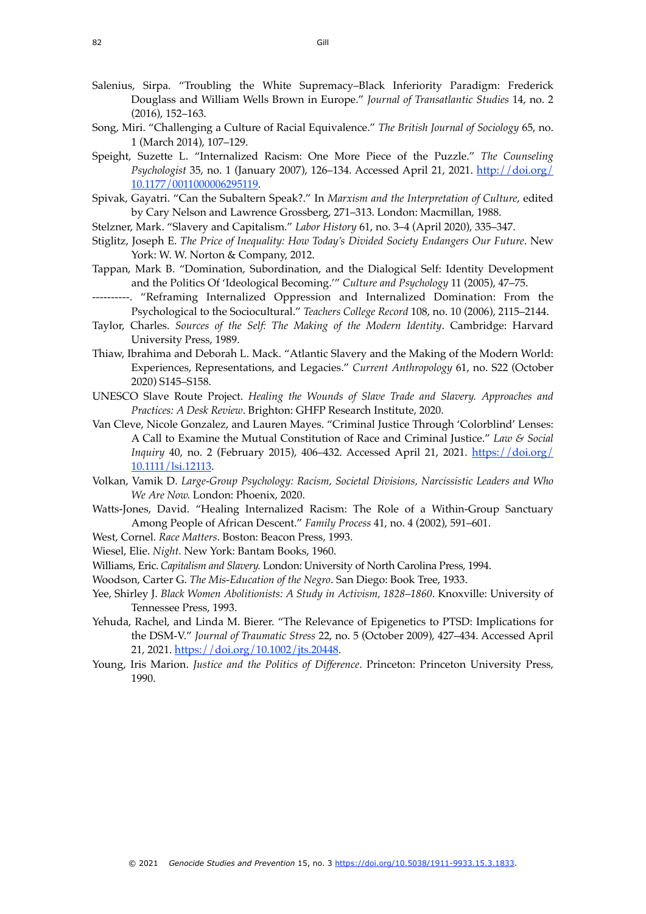Salenius, Sirpa. "Troubling the White Supremacy–Black Inferiority Paradigm: Frederick Douglass and William Wells Brown in Europe." *Journal of Transatlantic Studies* 14, no. 2 (2016), 152–163.

Song, Miri. "Challenging a Culture of Racial Equivalence." *The British Journal of Sociology* 65, no. 1 (March 2014), 107–129.

Speight, Suzette L. "Internalized Racism: One More Piece of the Puzzle." *The Counseling Psychologist* 35, no. 1 (January 2007), 126–134. Accessed April 21, 2021. http://doi.org/10.1177/0011000006295119.

Spivak, Gayatri. "Can the Subaltern Speak?." In *Marxism and the Interpretation of Culture*, edited by Cary Nelson and Lawrence Grossberg, 271–313. London: Macmillan, 1988.

Stelzner, Mark. "Slavery and Capitalism." *Labor History* 61, no. 3–4 (April 2020), 335–347.

Stiglitz, Joseph E. *The Price of Inequality: How Today's Divided Society Endangers Our Future*. New York: W. W. Norton & Company, 2012.

Tappan, Mark B. "Domination, Subordination, and the Dialogical Self: Identity Development and the Politics Of 'Ideological Becoming.'" *Culture and Psychology* 11 (2005), 47–75.

----------. "Reframing Internalized Oppression and Internalized Domination: From the Psychological to the Sociocultural." *Teachers College Record* 108, no. 10 (2006), 2115–2144.

Taylor, Charles. *Sources of the Self: The Making of the Modern Identity*. Cambridge: Harvard University Press, 1989.

Thiaw, Ibrahima and Deborah L. Mack. "Atlantic Slavery and the Making of the Modern World: Experiences, Representations, and Legacies." *Current Anthropology* 61, no. S22 (October 2020) S145–S158.

UNESCO Slave Route Project. *Healing the Wounds of Slave Trade and Slavery. Approaches and Practices: A Desk Review*. Brighton: GHFP Research Institute, 2020.

Van Cleve, Nicole Gonzalez, and Lauren Mayes. "Criminal Justice Through 'Colorblind' Lenses: A Call to Examine the Mutual Constitution of Race and Criminal Justice." *Law & Social Inquiry* 40, no. 2 (February 2015), 406–432. Accessed April 21, 2021. https://doi.org/10.1111/lsi.12113.

Volkan, Vamik D. *Large-Group Psychology: Racism, Societal Divisions, Narcissistic Leaders and Who We Are Now.* London: Phoenix, 2020.

Watts-Jones, David. "Healing Internalized Racism: The Role of a Within-Group Sanctuary Among People of African Descent." *Family Process* 41, no. 4 (2002), 591–601.

West, Cornel. *Race Matters*. Boston: Beacon Press, 1993.

Wiesel, Elie. *Night.* New York: Bantam Books, 1960.

Williams, Eric. *Capitalism and Slavery.* London: University of North Carolina Press, 1994.

Woodson, Carter G. *The Mis-Education of the Negro*. San Diego: Book Tree, 1933.

Yee, Shirley J. *Black Women Abolitionists: A Study in Activism, 1828–1860*. Knoxville: University of Tennessee Press, 1993.

Yehuda, Rachel, and Linda M. Bierer. "The Relevance of Epigenetics to PTSD: Implications for the DSM-V." *Journal of Traumatic Stress* 22, no. 5 (October 2009), 427–434. Accessed April 21, 2021. https://doi.org/10.1002/jts.20448.

Young, Iris Marion. *Justice and the Politics of Difference*. Princeton: Princeton University Press, 1990.